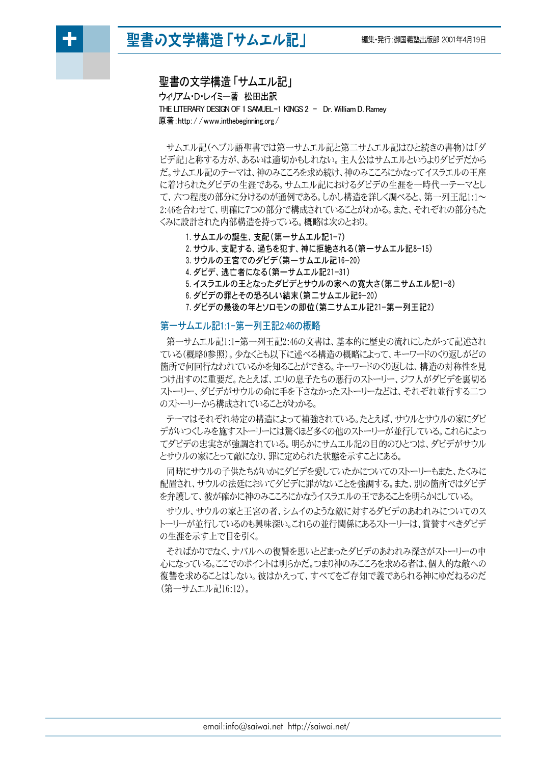# 聖書の文学構造「サムエル記」

ウィリアム・D・レイミー著　松田出訳

THE LITERARY DESIGN OF 1 SAMUEL–1 KINGS 2 – Dr. William D. Ramey

原著：http://www.inthebeginning.org/

サムエル記(ヘブル語聖書では第一サムエル記と第二サムエル記はひと続きの書物)は「ダビデ記」と称する方が、あるいは適切かもしれない。主人公はサムエルというよりダビデだからだ。サムエル記のテーマは、神のみこころを求め続け、神のみこころにかなってイスラエルの王座に着けられたダビデの生涯である。サムエル記におけるダビデの生涯を一時代一テーマとして、六つ程度の部分に分けるのが通例である。しかし構造を詳しく調べると、第一列王記1:1～2:46を合わせて、明確に7つの部分で構成されていることがわかる。また、それぞれの部分もたくみに設計された内部構造を持っている。概略は次のとおり。

1. サムエルの誕生、支配(第一サムエル記1-7)
2. サウル、支配する、過ちを犯す、神に拒絶される(第一サムエル記8-15)
3. サウルの王宮でのダビデ(第一サムエル記16-20)
4. ダビデ、逃亡者になる(第一サムエル記21-31)
5. イスラエルの王となったダビデとサウルの家への寛大さ(第二サムエル記1-8)
6. ダビデの罪とその恐ろしい結末(第二サムエル記9-20)
7. ダビデの最後の年とソロモンの即位(第二サムエル記21-第一列王記2)

## 第一サムエル記1:1-第一列王記2:46の概略

第一サムエル記1:1-第一列王記2:46の文書は、基本的に歴史の流れにしたがって記述されている(概略0参照)。少なくとも以下に述べる構造の概略によって、キーワードのくり返しがどの箇所で何回行なわれているかを知ることができる。キーワードのくり返しは、構造の対称性を見つけ出すのに重要だ。たとえば、エリの息子たちの悪行のストーリー、ジフ人がダビデを裏切るストーリー、ダビデがサウルの命に手を下さなかったストーリーなどは、それぞれ並行する二つのストーリーから構成されていることがわかる。

テーマはそれぞれ特定の構造によって補強されている。たとえば、サウルとサウルの家にダビデがいつくしみを施すストーリーには驚くほど多くの他のストーリーが並行している。これらによってダビデの忠実さが強調されている。明らかにサムエル記の目的のひとつは、ダビデがサウルとサウルの家にとって敵になり、罪に定められた状態を示すことにある。

同時にサウルの子供たちがいかにダビデを愛していたかについてのストーリーもまた、たくみに配置され、サウルの法廷においてダビデに罪がないことを強調する。また、別の箇所ではダビデを弁護して、彼が確かに神のみこころにかなうイスラエルの王であることを明らかにしている。

サウル、サウルの家と王宮の者、シムイのような敵に対するダビデのあわれみについてのストーリーが並行しているのも興味深い。これらの並行関係にあるストーリーは、賞賛すべきダビデの生涯を示す上で目を引く。

そればかりでなく、ナバルへの復讐を思いとどまったダビデのあわれみ深さがストーリーの中心になっている。ここでのポイントは明らかだ。つまり神のみこころを求める者は、個人的な敵への復讐を求めることはしない。彼はかえって、すべてをご存知で義であられる神にゆだねるのだ(第一サムエル記16:12)。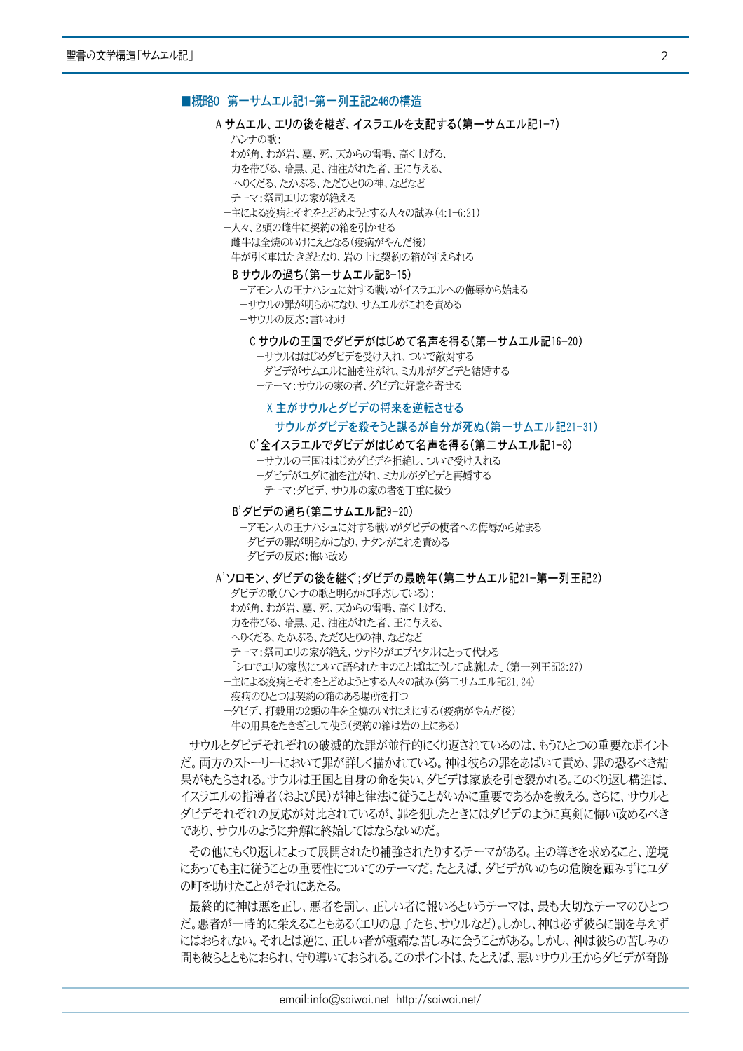### ■概略0 第一サムエル記1-第一列王記2:46の構造

**A サムエル、エリの後を継ぎ、イスラエルを支配する(第一サムエル記1-7)**

–ハンナの歌:
わが角、わが岩、墓、死、天からの雷鳴、高く上げる、
力を帯びる、暗黒、足、油注がれた者、王に与える、
へりくだる、たかぶる、ただひとりの神、などなど
–テーマ:祭司エリの家が絶える
–主による疫病とそれをとどめようとする人々の試み(4:1-6:21)
–人々、2頭の雌牛に契約の箱を引かせる
雌牛は全焼のいけにえとなる(疫病がやんだ後)
牛が引く車はたきぎとなり、岩の上に契約の箱がすえられる

**B サウルの過ち(第一サムエル記8-15)**

–アモン人の王ナハシュに対する戦いがイスラエルへの侮辱から始まる
–サウルの罪が明らかになり、サムエルがこれを責める
–サウルの反応:言いわけ

**C サウルの王国でダビデがはじめて名声を得る(第一サムエル記16-20)**

–サウルははじめダビデを受け入れ、ついで敵対する
–ダビデがサムエルに油を注がれ、ミカルがダビデと結婚する
–テーマ:サウルの家の者、ダビデに好意を寄せる

**X 主がサウルとダビデの将来を逆転させる**
**サウルがダビデを殺そうと謀るが自分が死ぬ(第一サムエル記21-31)**

**C'全イスラエルでダビデがはじめて名声を得る(第二サムエル記1-8)**

–サウルの王国ははじめダビデを拒絶し、ついで受け入れる
–ダビデがユダに油を注がれ、ミカルがダビデと再婚する
–テーマ:ダビデ、サウルの家の者を丁重に扱う

**B'ダビデの過ち(第二サムエル記9-20)**

–アモン人の王ナハシュに対する戦いがダビデの使者への侮辱から始まる
–ダビデの罪が明らかになり、ナタンがこれを責める
–ダビデの反応:悔い改め

**A'ソロモン、ダビデの後を継ぐ;ダビデの最晩年(第二サムエル記21-第一列王記2)**

–ダビデの歌(ハンナの歌と明らかに呼応している):
わが角、わが岩、墓、死、天からの雷鳴、高く上げる、
力を帯びる、暗黒、足、油注がれた者、王に与える、
へりくだる、たかぶる、ただひとりの神、などなど
–テーマ:祭司エリの家が絶え、ツァドクがエブヤタルにとって代わる
「シロでエリの家族について語られた主のことばはこうして成就した」(第一列王記2:27)
–主による疫病とそれをとどめようとする人々の試み(第二サムエル記21, 24)
疫病のひとつは契約の箱のある場所を打つ
–ダビデ、打穀用の2頭の牛を全焼のいけにえにする(疫病がやんだ後)
牛の用具をたきぎとして使う(契約の箱は岩の上にある)

サウルとダビデそれぞれの破滅的な罪が並行的にくり返されているのは、もうひとつの重要なポイントだ。両方のストーリーにおいて罪が詳しく描かれている。神は彼らの罪をあばいて責め、罪の恐るべき結果がもたらされる。サウルは王国と自身の命を失い、ダビデは家族を引き裂かれる。このくり返し構造は、イスラエルの指導者(および民)が神と律法に従うことがいかに重要であるかを教える。さらに、サウルとダビデそれぞれの反応が対比されているが、罪を犯したときにはダビデのように真剣に悔い改めるべきであり、サウルのように弁解に終始してはならないのだ。

その他にもくり返しによって展開されたり補強されたりするテーマがある。主の導きを求めること、逆境にあっても主に従うことの重要性についてのテーマだ。たとえば、ダビデがいのちの危険を顧みずにユダの町を助けたことがそれにあたる。

最終的に神は悪を正し、悪者を罰し、正しい者に報いるというテーマは、最も大切なテーマのひとつだ。悪者が一時的に栄えることもある(エリの息子たち、サウルなど)。しかし、神は必ず彼らに罰を与えずにはおられない。それとは逆に、正しい者が極端な苦しみに会うことがある。しかし、神は彼らの苦しみの間も彼らとともにおられ、守り導いておられる。このポイントは、たとえば、悪いサウル王からダビデが奇跡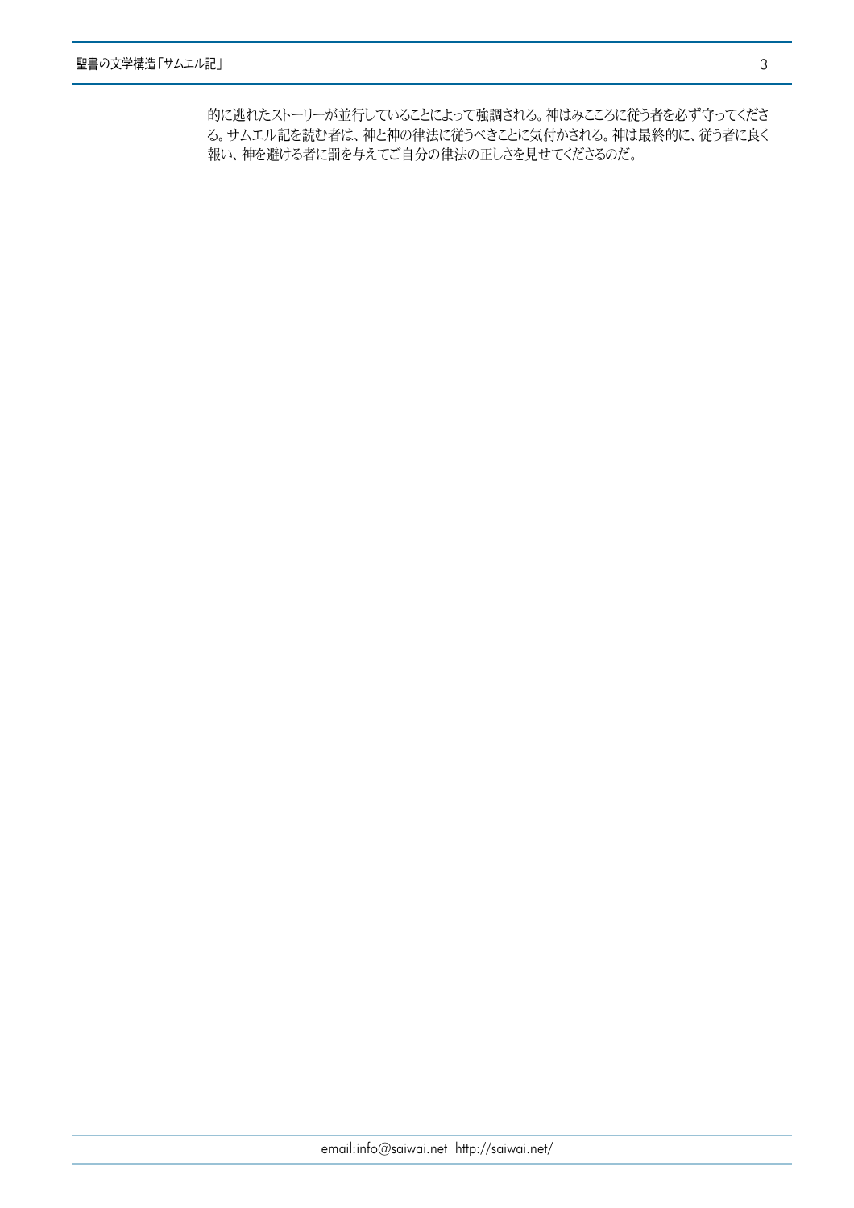的に逃れたストーリーが並行していることによって強調される。神はみこころに従う者を必ず守ってくださる。サムエル記を読む者は、神と神の律法に従うべきことに気付かされる。神は最終的に、従う者に良く報い、神を避ける者に罰を与えてご自分の律法の正しさを見せてくださるのだ。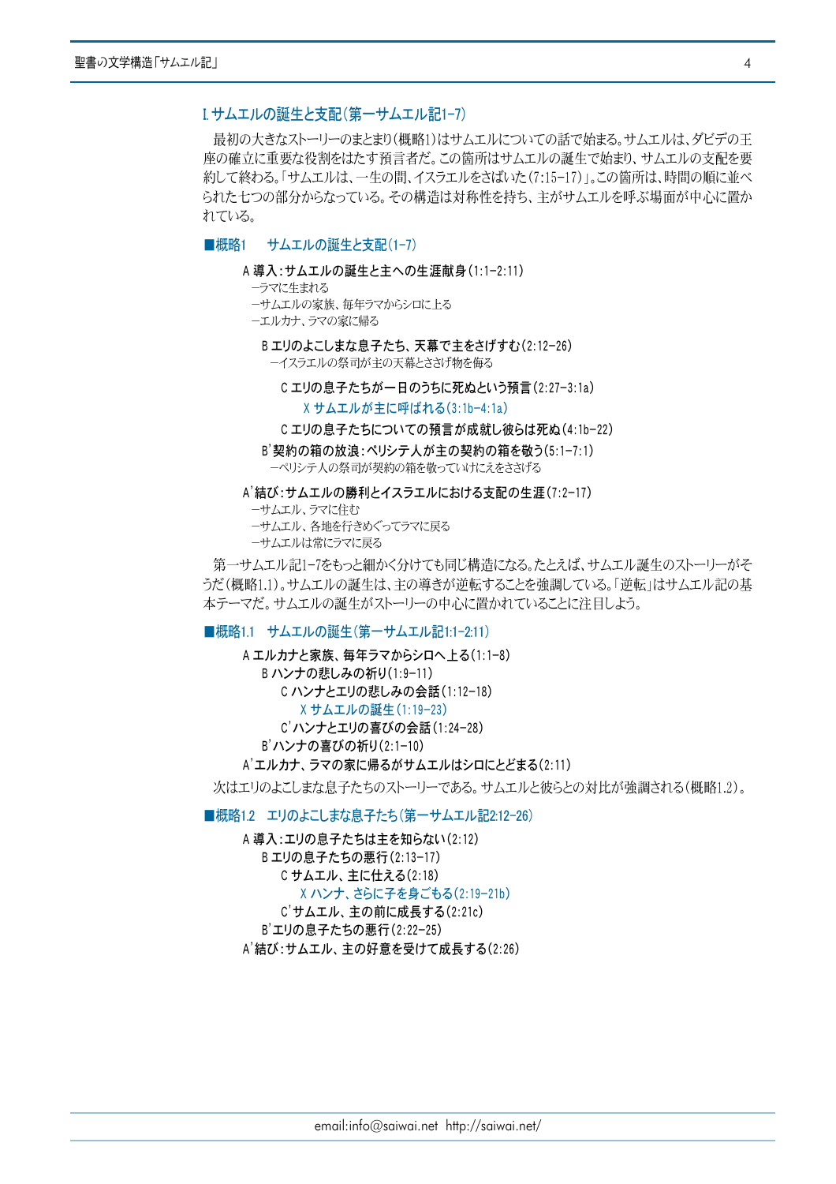## I. サムエルの誕生と支配(第一サムエル記1-7)

最初の大きなストーリーのまとまり(概略1)はサムエルについての話で始まる。サムエルは、ダビデの王座の確立に重要な役割をはたす預言者だ。この箇所はサムエルの誕生で始まり、サムエルの支配を要約して終わる。「サムエルは、一生の間、イスラエルをさばいた(7:15-17)」。この箇所は、時間の順に並べられた七つの部分からなっている。その構造は対称性を持ち、主がサムエルを呼ぶ場面が中心に置かれている。

### ■概略1　サムエルの誕生と支配(1-7)

A 導入:サムエルの誕生と主への生涯献身(1:1-2:11)
- ―ラマに生まれる
- ―サムエルの家族、毎年ラマからシロに上る
- ―エルカナ、ラマの家に帰る

　B エリのよこしまな息子たち、天幕で主をさげすむ(2:12-26)
- 　―イスラエルの祭司が主の天幕とささげ物を侮る

　　C エリの息子たちが一日のうちに死ぬという預言(2:27-3:1a)

　　　X サムエルが主に呼ばれる(3:1b-4:1a)

　　C エリの息子たちについての預言が成就し彼らは死ぬ(4:1b-22)

　B' 契約の箱の放浪:ペリシテ人が主の契約の箱を敬う(5:1-7:1)
- 　―ペリシテ人の祭司が契約の箱を敬っていけにえをささげる

A' 結び:サムエルの勝利とイスラエルにおける支配の生涯(7:2-17)
- ―サムエル、ラマに住む
- ―サムエル、各地を行きめぐってラマに戻る
- ―サムエルは常にラマに戻る

第一サムエル記1-7をもっと細かく分けても同じ構造になる。たとえば、サムエル誕生のストーリーがそうだ(概略1.1)。サムエルの誕生は、主の導きが逆転することを強調している。「逆転」はサムエル記の基本テーマだ。サムエルの誕生がストーリーの中心に置かれていることに注目しよう。

### ■概略1.1　サムエルの誕生(第一サムエル記1:1-2:11)

A エルカナと家族、毎年ラマからシロへ上る(1:1-8)
　B ハンナの悲しみの祈り(1:9-11)
　　C ハンナとエリの悲しみの会話(1:12-18)
　　　X サムエルの誕生(1:19-23)
　　C' ハンナとエリの喜びの会話(1:24-28)
　B' ハンナの喜びの祈り(2:1-10)
A' エルカナ、ラマの家に帰るがサムエルはシロにとどまる(2:11)

次はエリのよこしまな息子たちのストーリーである。サムエルと彼らとの対比が強調される(概略1.2)。

### ■概略1.2　エリのよこしまな息子たち(第一サムエル記2:12-26)

A 導入:エリの息子たちは主を知らない(2:12)
　B エリの息子たちの悪行(2:13-17)
　　C サムエル、主に仕える(2:18)
　　　X ハンナ、さらに子を身ごもる(2:19-21b)
　　C' サムエル、主の前に成長する(2:21c)
　B' エリの息子たちの悪行(2:22-25)
A' 結び:サムエル、主の好意を受けて成長する(2:26)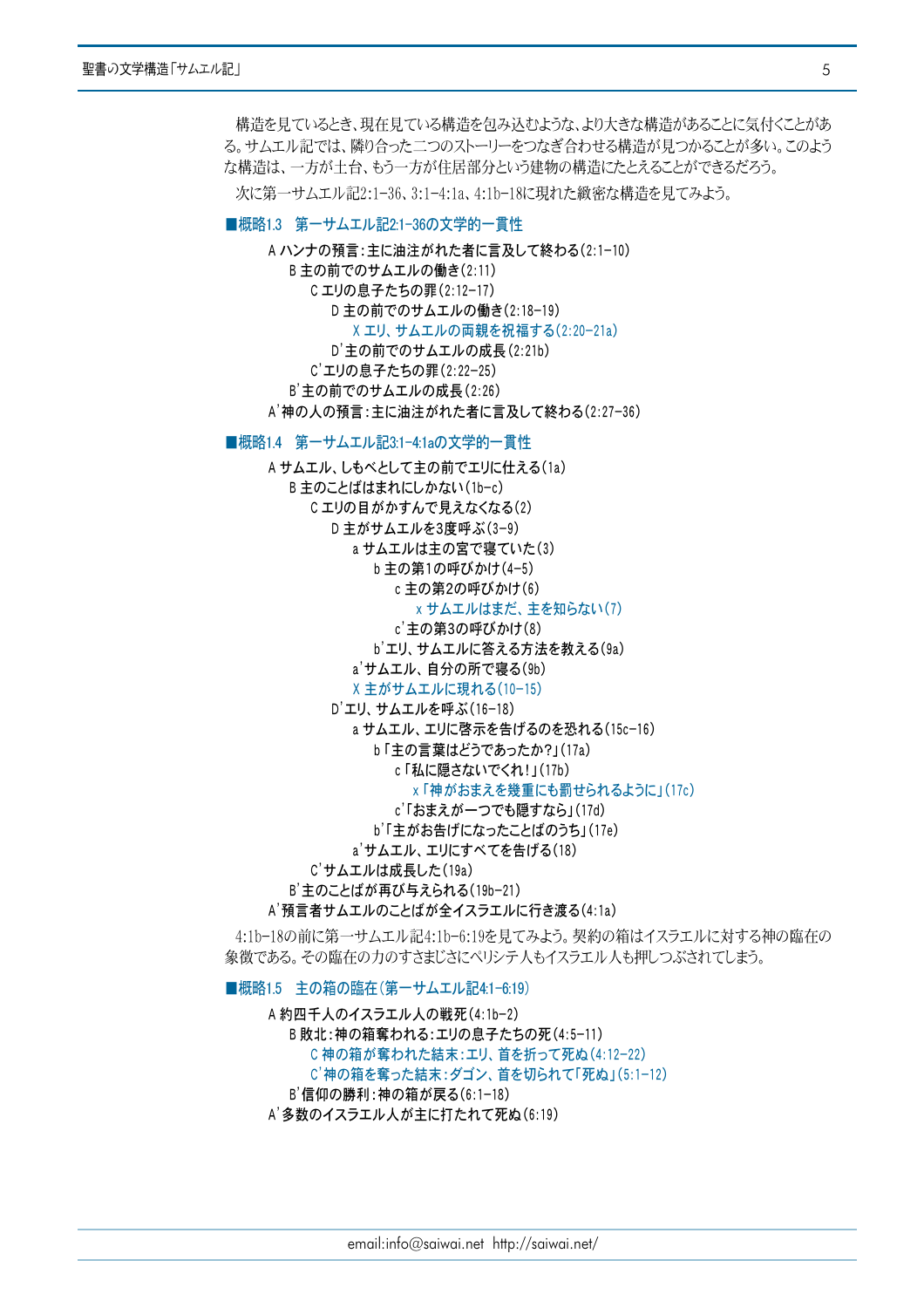構造を見ているとき、現在見ている構造を包み込むような、より大きな構造があることに気付くことがある。サムエル記では、隣り合った二つのストーリーをつなぎ合わせる構造が見つかることが多い。このような構造は、一方が土台、もう一方が住居部分という建物の構造にたとえることができるだろう。

次に第一サムエル記2:1-36、3:1-4:1a、4:1b-18に現れた緻密な構造を見てみよう。

### ■概略1.3　第一サムエル記2:1-36の文学的一貫性

- A ハンナの預言：主に油注がれた者に言及して終わる(2:1-10)
  - B 主の前でのサムエルの働き(2:11)
    - C エリの息子たちの罪(2:12-17)
      - D 主の前でのサムエルの働き(2:18-19)
        - X エリ、サムエルの両親を祝福する(2:20-21a)
      - D' 主の前でのサムエルの成長(2:21b)
    - C' エリの息子たちの罪(2:22-25)
  - B' 主の前でのサムエルの成長(2:26)
- A' 神の人の預言：主に油注がれた者に言及して終わる(2:27-36)

### ■概略1.4　第一サムエル記3:1-4:1aの文学的一貫性

- A サムエル、しもべとして主の前でエリに仕える(1a)
  - B 主のことばはまれにしかない(1b-c)
    - C エリの目がかすんで見えなくなる(2)
      - D 主がサムエルを3度呼ぶ(3-9)
        - a サムエルは主の宮で寝ていた(3)
          - b 主の第1の呼びかけ(4-5)
            - c 主の第2の呼びかけ(6)
              - x サムエルはまだ、主を知らない(7)
            - c' 主の第3の呼びかけ(8)
          - b' エリ、サムエルに答える方法を教える(9a)
        - a' サムエル、自分の所で寝る(9b)
        - X 主がサムエルに現れる(10-15)
      - D' エリ、サムエルを呼ぶ(16-18)
        - a サムエル、エリに啓示を告げるのを恐れる(15c-16)
          - b「主の言葉はどうであったか?」(17a)
            - c「私に隠さないでくれ!」(17b)
              - x「神がおまえを幾重にも罰せられるように」(17c)
            - c'「おまえが一つでも隠すなら」(17d)
          - b'「主がお告げになったことばのうち」(17e)
        - a' サムエル、エリにすべてを告げる(18)
    - C' サムエルは成長した(19a)
  - B' 主のことばが再び与えられる(19b-21)
- A' 預言者サムエルのことばが全イスラエルに行き渡る(4:1a)

4:1b-18の前に第一サムエル記4:1b-6:19を見てみよう。契約の箱はイスラエルに対する神の臨在の象徴である。その臨在の力のすさまじさにペリシテ人もイスラエル人も押しつぶされてしまう。

### ■概略1.5　主の箱の臨在（第一サムエル記4:1-6:19）

- A 約四千人のイスラエル人の戦死(4:1b-2)
  - B 敗北：神の箱奪われる：エリの息子たちの死(4:5-11)
    - C 神の箱が奪われた結末：エリ、首を折って死ぬ(4:12-22)
    - C' 神の箱を奪った結末：ダゴン、首を切られて「死ぬ」(5:1-12)
  - B' 信仰の勝利：神の箱が戻る(6:1-18)
- A' 多数のイスラエル人が主に打たれて死ぬ(6:19)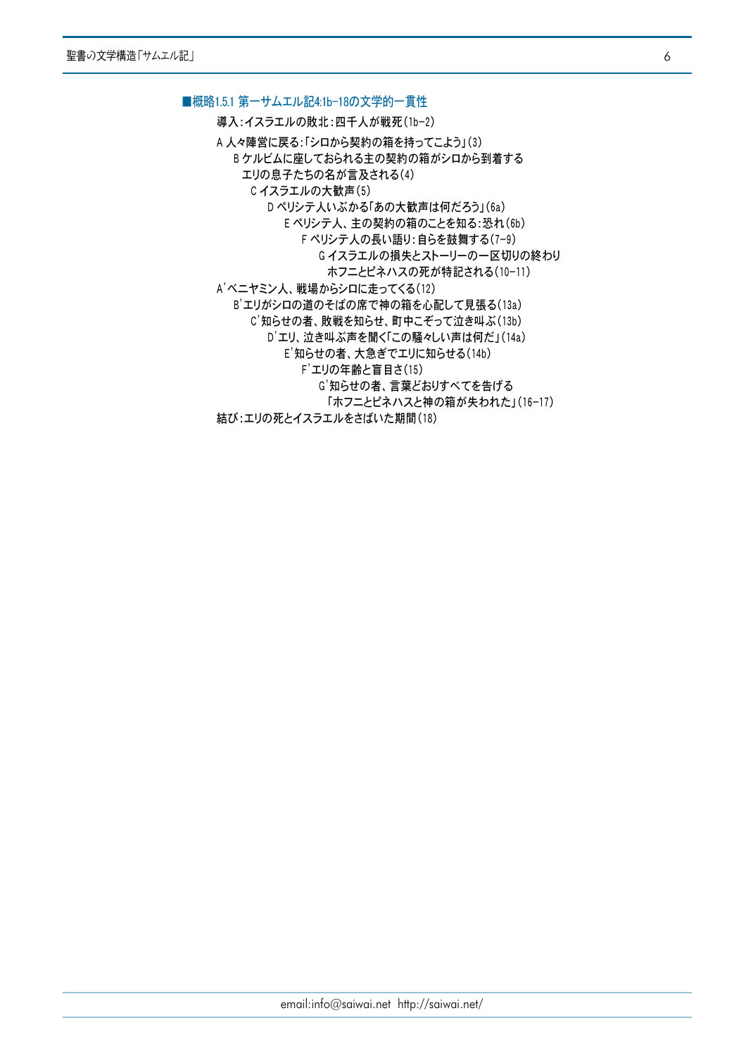### ■概略1.5.1 第一サムエル記4:1b-18の文学的一貫性

導入:イスラエルの敗北:四千人が戦死(1b-2)

A 人々陣営に戻る:「シロから契約の箱を持ってこよう」(3)
　B ケルビムに座しておられる主の契約の箱がシロから到着する
　　エリの息子たちの名が言及される(4)
　　C イスラエルの大歓声(5)
　　　D ペリシテ人いぶかる「あの大歓声は何だろう」(6a)
　　　　E ペリシテ人、主の契約の箱のことを知る:恐れ(6b)
　　　　　F ペリシテ人の長い語り:自らを鼓舞する(7-9)
　　　　　　G イスラエルの損失とストーリーの一区切りの終わり
　　　　　　　ホフニとピネハスの死が特記される(10-11)

A'ベニヤミン人、戦場からシロに走ってくる(12)
　B'エリがシロの道のそばの席で神の箱を心配して見張る(13a)
　　C'知らせの者、敗戦を知らせ、町中こぞって泣き叫ぶ(13b)
　　　D'エリ、泣き叫ぶ声を聞く「この騒々しい声は何だ」(14a)
　　　　E'知らせの者、大急ぎでエリに知らせる(14b)
　　　　　F'エリの年齢と盲目さ(15)
　　　　　　G'知らせの者、言葉どおりすべてを告げる
　　　　　　　「ホフニとピネハスと神の箱が失われた」(16-17)

結び:エリの死とイスラエルをさばいた期間(18)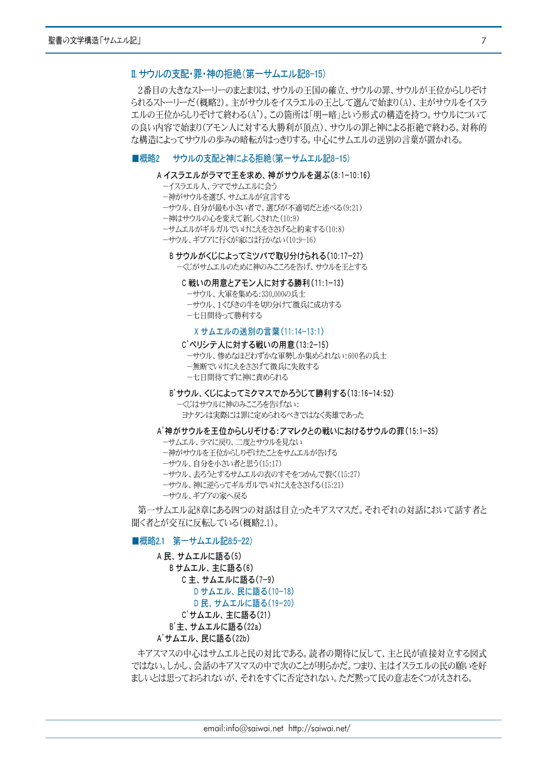## Ⅱ サウルの支配・罪・神の拒絶（第一サムエル記8-15）

2番目の大きなストーリーのまとまりは、サウルの王国の確立、サウルの罪、サウルが王位からしりぞけられるストーリーだ（概略2）。主がサウルをイスラエルの王として選んで始まり（A）、主がサウルをイスラエルの王位からしりぞけて終わる（A'）。この箇所は「明ー暗」という形式の構造を持つ。サウルについての良い内容で始まり（アモン人に対する大勝利が頂点）、サウルの罪と神による拒絶で終わる。対称的な構造によってサウルの歩みの暗転がはっきりする。中心にサムエルの送別の言葉が置かれる。

### ■概略2　サウルの支配と神による拒絶（第一サムエル記8-15）

**A イスラエルがラマで王を求め、神がサウルを選ぶ（8:1-10:16）**
- ーイスラエル人、ラマでサムエルに会う
- ー神がサウルを選び、サムエルが宣言する
- ーサウル、自分が最も小さい者で、選びが不適切だと述べる（9:21）
- ー神はサウルの心を変えて新しくされた（10:9）
- ーサムエルがギルガルでいけにえをささげると約束する（10:8）
- ーサウル、ギブアに行くが家には行かない（10:9-16）

　**B サウルがくじによってミツパで取り分けられる（10:17-27）**
　- ーくじがサムエルのために神のみこころを告げ、サウルを王とする

　　**C 戦いの用意とアモン人に対する勝利（11:1-13）**
　　- ーサウル、大軍を集める：330,000の兵士
　　- ーサウル、1くびきの牛を切り分けて徴兵に成功する
　　- ー七日間待って勝利する

　　　**X サムエルの送別の言葉（11:14-13:1）**

　　**C' ペリシテ人に対する戦いの用意（13:2-15）**
　　- ーサウル、惨めなほどわずかな軍勢しか集められない：600名の兵士
　　- ー無断でいけにえをささげて徴兵に失敗する
　　- ー七日間待てずに神に責められる

　**B' サウル、くじによってミクマスでかろうじて勝利する（13:16-14:52）**
　- ーくじはサウルに神のみこころを告げない：
　　ヨナタンは実際には罪に定められるべきではなく英雄であった

**A' 神がサウルを王位からしりぞける：アマレクとの戦いにおけるサウルの罪（15:1-35）**
- ーサムエル、ラマに戻り、二度とサウルを見ない
- ー神がサウルを王位からしりぞけたことをサムエルが告げる
- ーサウル、自分を小さい者と思う（15:17）
- ーサウル、去ろうとするサムエルの衣のすそをつかんで裂く（15:27）
- ーサウル、神に逆らってギルガルでいけにえをささげる（15:21）
- ーサウル、ギブアの家へ戻る

第一サムエル記8章にある四つの対話は目立ったキアスマスだ。それぞれの対話において話す者と聞く者とが交互に反転している（概略2.1）。

### ■概略2.1　第一サムエル記8:5-22）

**A 民、サムエルに語る（5）**
　**B サムエル、主に語る（6）**
　　**C 主、サムエルに語る（7-9）**
　　　**D サムエル、民に語る（10-18）**
　　　**D 民、サムエルに語る（19-20）**
　　**C' サムエル、主に語る（21）**
　**B' 主、サムエルに語る（22a）**
**A' サムエル、民に語る（22b）**

キアスマスの中心はサムエルと民の対比である。読者の期待に反して、主と民が直接対立する図式ではない。しかし、会話のキアスマスの中で次のことが明らかだ。つまり、主はイスラエルの民の願いを好ましいとは思っておられないが、それをすぐに否定されない。ただ黙って民の意志をくつがえされる。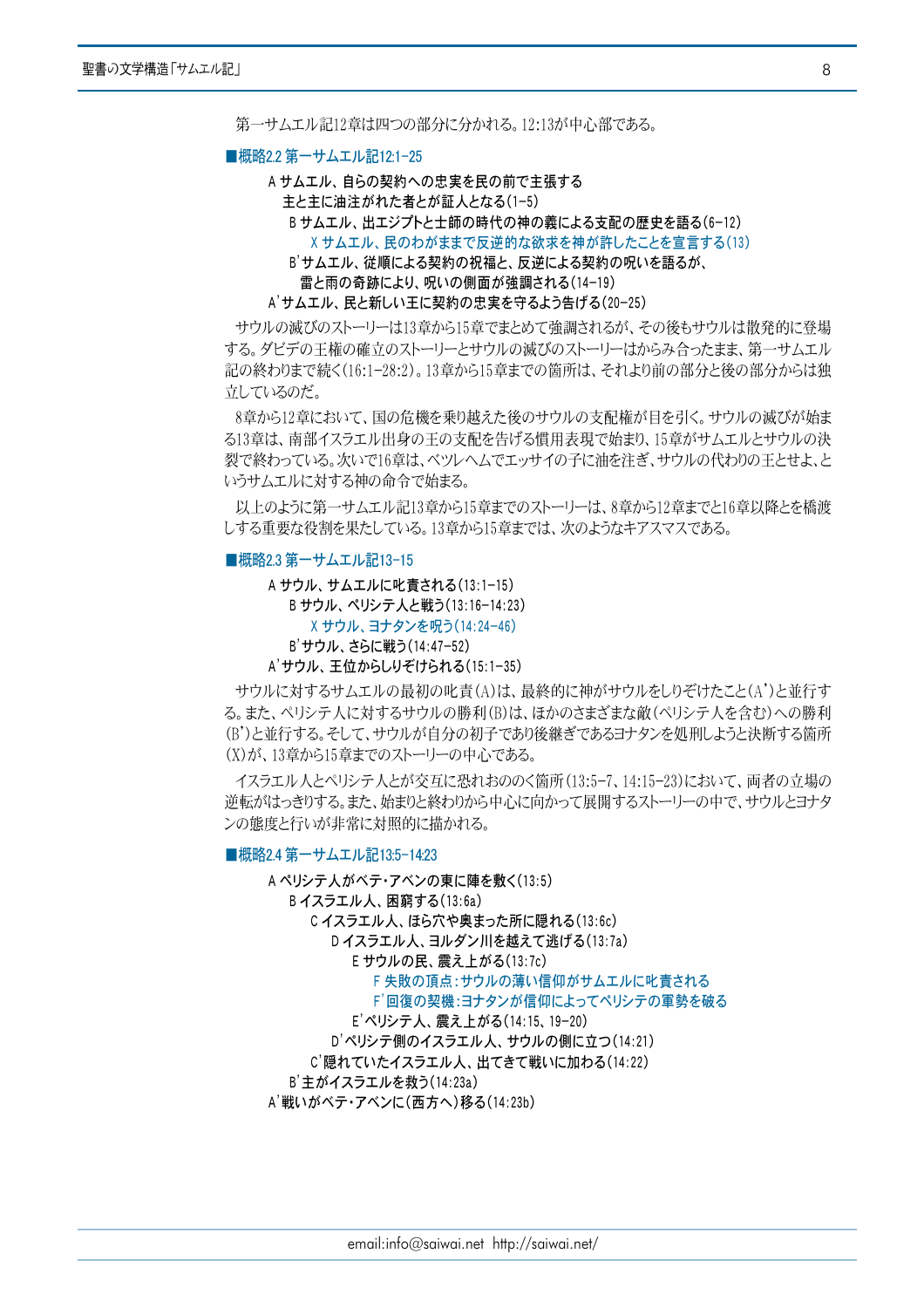第一サムエル記12章は四つの部分に分かれる。12:13が中心部である。

### ■概略2.2 第一サムエル記12:1-25

A サムエル、自らの契約への忠実を民の前で主張する
　主と主に油注がれた者とが証人となる(1-5)
　B サムエル、出エジプトと士師の時代の神の義による支配の歴史を語る(6-12)
　　X サムエル、民のわがままで反逆的な欲求を神が許したことを宣言する(13)
　B'サムエル、従順による契約の祝福と、反逆による契約の呪いを語るが、
　　雷と雨の奇跡により、呪いの側面が強調される(14-19)
A'サムエル、民と新しい王に契約の忠実を守るよう告げる(20-25)

サウルの滅びのストーリーは13章から15章でまとめて強調されるが、その後もサウルは散発的に登場する。ダビデの王権の確立のストーリーとサウルの滅びのストーリーはからみ合ったまま、第一サムエル記の終わりまで続く(16:1-28:2)。13章から15章までの箇所は、それより前の部分と後の部分からは独立しているのだ。

8章から12章において、国の危機を乗り越えた後のサウルの支配権が目を引く。サウルの滅びが始まる13章は、南部イスラエル出身の王の支配を告げる慣用表現で始まり、15章がサムエルとサウルの決裂で終わっている。次いで16章は、ベツレヘムでエッサイの子に油を注ぎ、サウルの代わりの王とせよ、というサムエルに対する神の命令で始まる。

以上のように第一サムエル記13章から15章までのストーリーは、8章から12章までと16章以降とを橋渡しする重要な役割を果たしている。13章から15章までは、次のようなキアスマスである。

### ■概略2.3 第一サムエル記13-15

A サウル、サムエルに叱責される(13:1-15)
　B サウル、ペリシテ人と戦う(13:16-14:23)
　　X サウル、ヨナタンを呪う(14:24-46)
　B'サウル、さらに戦う(14:47-52)
A'サウル、王位からしりぞけられる(15:1-35)

サウルに対するサムエルの最初の叱責(A)は、最終的に神がサウルをしりぞけたこと(A')と並行する。また、ペリシテ人に対するサウルの勝利(B)は、ほかのさまざまな敵(ペリシテ人を含む)への勝利(B')と並行する。そして、サウルが自分の初子であり後継ぎであるヨナタンを処刑しようと決断する箇所(X)が、13章から15章までのストーリーの中心である。

イスラエル人とペリシテ人とが交互に恐れおののく箇所(13:5-7、14:15-23)において、両者の立場の逆転がはっきりする。また、始まりと終わりから中心に向かって展開するストーリーの中で、サウルとヨナタンの態度と行いが非常に対照的に描かれる。

### ■概略2.4 第一サムエル記13:5-14:23

A ペリシテ人がベテ・アベンの東に陣を敷く(13:5)
　B イスラエル人、困窮する(13:6a)
　　C イスラエル人、ほら穴や奥まった所に隠れる(13:6c)
　　　D イスラエル人、ヨルダン川を越えて逃げる(13:7a)
　　　　E サウルの民、震え上がる(13:7c)
　　　　　F 失敗の頂点:サウルの薄い信仰がサムエルに叱責される
　　　　　F'回復の契機:ヨナタンが信仰によってペリシテの軍勢を破る
　　　　E'ペリシテ人、震え上がる(14:15、19-20)
　　　D'ペリシテ側のイスラエル人、サウルの側に立つ(14:21)
　　C'隠れていたイスラエル人、出てきて戦いに加わる(14:22)
　B'主がイスラエルを救う(14:23a)
A'戦いがベテ・アベンに(西方へ)移る(14:23b)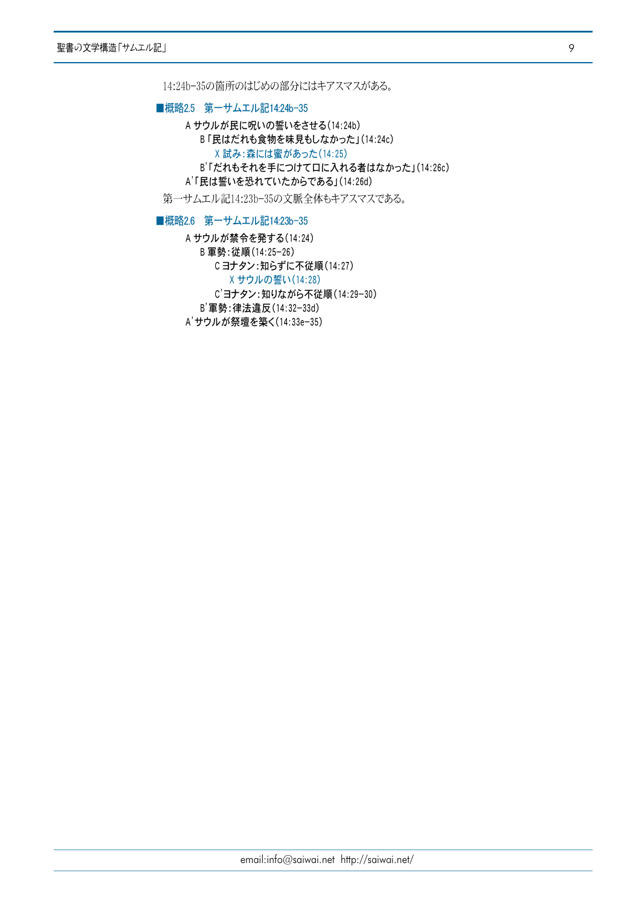14:24b-35の箇所のはじめの部分にはキアスマスがある。

### ■概略2.5　第一サムエル記14:24b-35

- A サウルが民に呪いの誓いをさせる(14:24b)
  - B「民はだれも食物を味見もしなかった」(14:24c)
    - X 試み:森には蜜があった(14:25)
  - B'「だれもそれを手につけて口に入れる者はなかった」(14:26c)
- A'「民は誓いを恐れていたからである」(14:26d)

第一サムエル記14:23b-35の文脈全体もキアスマスである。

### ■概略2.6　第一サムエル記14:23b-35

- A サウルが禁令を発する(14:24)
  - B 軍勢:従順(14:25-26)
    - C ヨナタン:知らずに不従順(14:27)
      - X サウルの誓い(14:28)
    - C'ヨナタン:知りながら不従順(14:29-30)
  - B'軍勢:律法違反(14:32-33d)
- A'サウルが祭壇を築く(14:33e-35)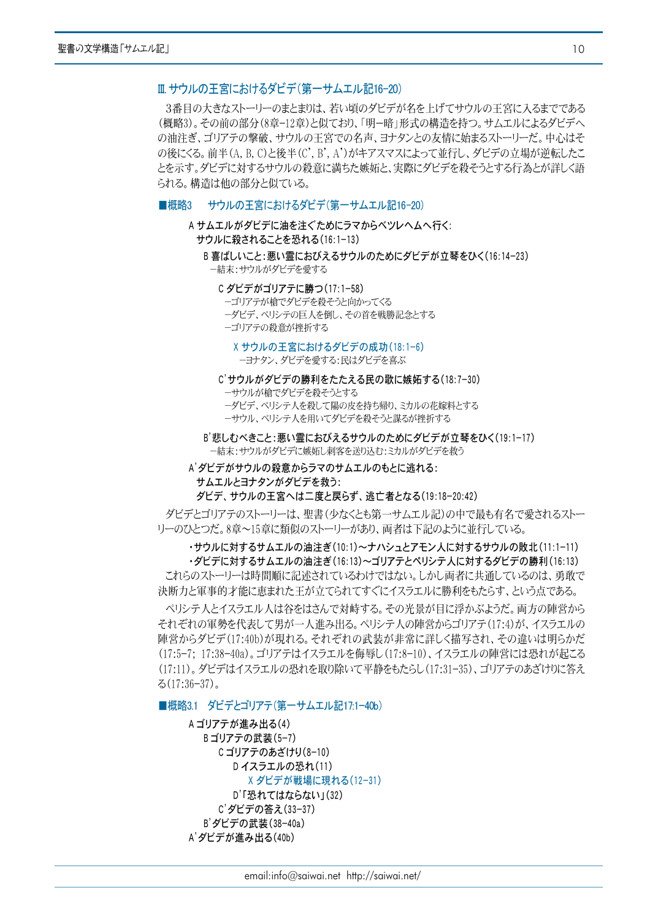## Ⅲ. サウルの王宮におけるダビデ(第一サムエル記16-20)

3番目の大きなストーリーのまとまりは、若い頃のダビデが名を上げてサウルの王宮に入るまでである(概略3)。その前の部分(8章-12章)と似ており、「明ー暗」形式の構造を持つ。サムエルによるダビデへの油注ぎ、ゴリアテの撃破、サウルの王宮での名声、ヨナタンとの友情に始まるストーリーだ。中心はその後にくる。前半(A, B, C)と後半(C', B', A')がキアスマスによって並行し、ダビデの立場が逆転したことを示す。ダビデに対するサウルの殺意に満ちた嫉妬と、実際にダビデを殺そうとする行為とが詳しく語られる。構造は他の部分と似ている。

### ■概略3　サウルの王宮におけるダビデ(第一サムエル記16-20)

**A サムエルがダビデに油を注ぐためにラマからベツレヘムへ行く: サウルに殺されることを恐れる(16:1-13)**

- **B 喜ばしいこと:悪い霊におびえるサウルのためにダビデが立琴をひく(16:14-23)**
  - ー結末:サウルがダビデを愛する
  - **C ダビデがゴリアテに勝つ(17:1-58)**
    - ーゴリアテが槍でダビデを殺そうと向かってくる
    - ーダビデ、ペリシテの巨人を倒し、その首を戦勝記念とする
    - ーゴリアテの殺意が挫折する
    - **X サウルの王宮におけるダビデの成功(18:1-6)**
      - ーヨナタン、ダビデを愛する:民はダビデを喜ぶ
  - **C'サウルがダビデの勝利をたたえる民の歌に嫉妬する(18:7-30)**
    - ーサウルが槍でダビデを殺そうとする
    - ーダビデ、ペリシテ人を殺して陽の皮を持ち帰り、ミカルの花嫁料とする
    - ーサウル、ペリシテ人を用いてダビデを殺そうと謀るが挫折する
- **B'悲しむべきこと:悪い霊におびえるサウルのためにダビデが立琴をひく(19:1-17)**
  - ー結末:サウルがダビデに嫉妬し刺客を送り込む:ミカルがダビデを救う

**A'ダビデがサウルの殺意からラマのサムエルのもとに逃れる: サムエルとヨナタンがダビデを救う: ダビデ、サウルの王宮へは二度と戻らず、逃亡者となる(19:18-20:42)**

ダビデとゴリアテのストーリーは、聖書(少なくとも第一サムエル記)の中で最も有名で愛されるストーリーのひとつだ。8章〜15章に類似のストーリーがあり、両者は下記のように並行している。

- **サウルに対するサムエルの油注ぎ(10:1)〜ナハシュとアモン人に対するサウルの敗北(11:1-11)**
- **ダビデに対するサムエルの油注ぎ(16:13)〜ゴリアテとペリシテ人に対するダビデの勝利(16:13)**

これらのストーリーは時間順に記述されているわけではない。しかし両者に共通しているのは、勇敢で決断力と軍事的才能に恵まれた王が立てられてすぐにイスラエルに勝利をもたらす、という点である。

ペリシテ人とイスラエル人は谷をはさんで対峙する。その光景が目に浮かぶようだ。両方の陣営からそれぞれの軍勢を代表して男が一人進み出る。ペリシテ人の陣営からゴリアテ(17:4)が、イスラエルの陣営からダビデ(17:40b)が現れる。それぞれの武装が非常に詳しく描写され、その違いは明らかだ(17:5-7; 17:38-40a)。ゴリアテはイスラエルを侮辱し(17:8-10)、イスラエルの陣営には恐れが起こる(17:11)。ダビデはイスラエルの恐れを取り除いて平静をもたらし(17:31-35)、ゴリアテのあざけりに答える(17:36-37)。

### ■概略3.1　ダビデとゴリアテ(第一サムエル記17:1-40b)

**A ゴリアテが進み出る(4)**
- **B ゴリアテの武装(5-7)**
  - **C ゴリアテのあざけり(8-10)**
    - **D イスラエルの恐れ(11)**
      - **X ダビデが戦場に現れる(12-31)**
    - **D'「恐れてはならない」(32)**
  - **C'ダビデの答え(33-37)**
- **B'ダビデの武装(38-40a)**

**A'ダビデが進み出る(40b)**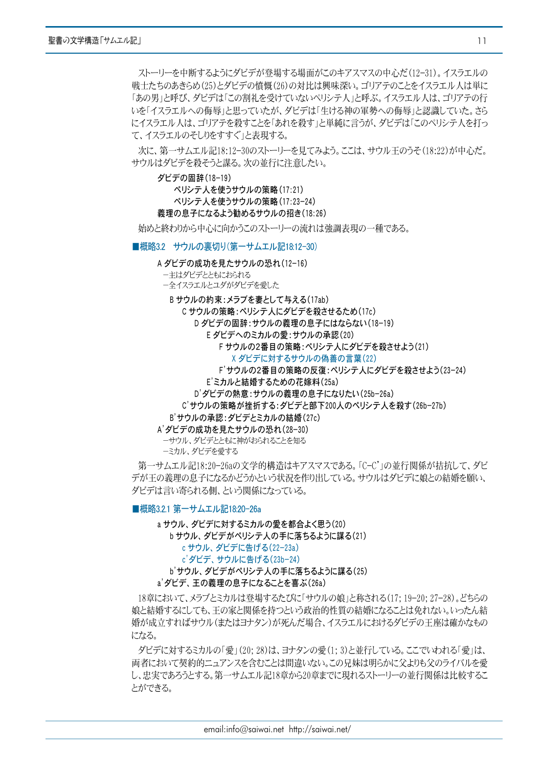ストーリーを中断するようにダビデが登場する場面がこのキアスマスの中心だ(12-31)。イスラエルの戦士たちのあきらめ(25)とダビデの憤慨(26)の対比は興味深い。ゴリアテのことをイスラエル人は単に「あの男」と呼び、ダビデは「この割礼を受けていないペリシテ人」と呼ぶ。イスラエル人は、ゴリアテの行いを「イスラエルへの侮辱」と思っていたが、ダビデは「生ける神の軍勢への侮辱」と認識していた。さらにイスラエル人は、ゴリアテを殺すことを「あれを殺す」と単純に言うが、ダビデは「このペリシテ人を打って、イスラエルのそしりをすすぐ」と表現する。

次に、第一サムエル記18:12-30のストーリーを見てみよう。ここは、サウル王のうそ(18:22)が中心だ。サウルはダビデを殺そうと謀る。次の並行に注意したい。

- ダビデの固辞(18-19)
  - ペリシテ人を使うサウルの策略(17:21)
  - ペリシテ人を使うサウルの策略(17:23-24)
- 義理の息子になるよう勧めるサウルの招き(18:26)

始めと終わりから中心に向かうこのストーリーの流れは強調表現の一種である。

### ■概略3.2　サウルの裏切り(第一サムエル記18:12-30)

- A ダビデの成功を見たサウルの恐れ(12-16)
  - ―主はダビデとともにおられる
  - ―全イスラエルとユダがダビデを愛した
  - B サウルの約束:メラブを妻として与える(17ab)
    - C サウルの策略:ペリシテ人にダビデを殺させるため(17c)
      - D ダビデの固辞:サウルの義理の息子にはならない(18-19)
        - E ダビデへのミカルの愛:サウルの承認(20)
          - F サウルの2番目の策略:ペリシテ人にダビデを殺させよう(21)
            - X ダビデに対するサウルの偽善の言葉(22)
          - F' サウルの2番目の策略の反復:ペリシテ人にダビデを殺させよう(23-24)
        - E' ミカルと結婚するための花嫁料(25a)
      - D' ダビデの熱意:サウルの義理の息子になりたい(25b-26a)
    - C' サウルの策略が挫折する:ダビデと部下200人のペリシテ人を殺す(26b-27b)
  - B' サウルの承認:ダビデとミカルの結婚(27c)
- A' ダビデの成功を見たサウルの恐れ(28-30)
  - ―サウル、ダビデとともに神がおられることを知る
  - ―ミカル、ダビデを愛する

第一サムエル記18:20-26aの文学的構造はキアスマスである。「C-C'」の並行関係が拮抗して、ダビデが王の義理の息子になるかどうかという状況を作り出している。サウルはダビデに娘との結婚を願い、ダビデは言い寄られる側、という関係になっている。

### ■概略3.2.1 第一サムエル記18:20-26a

- a サウル、ダビデに対するミカルの愛を都合よく思う(20)
  - b サウル、ダビデがペリシテ人の手に落ちるように謀る(21)
    - c サウル、ダビデに告げる(22-23a)
    - c' ダビデ、サウルに告げる(23b-24)
  - b' サウル、ダビデがペリシテ人の手に落ちるように謀る(25)
- a' ダビデ、王の義理の息子になることを喜ぶ(26a)

18章において、メラブとミカルは登場するたびに「サウルの娘」と称される(17; 19-20; 27-28)。どちらの娘と結婚するにしても、王の家と関係を持つという政治的性質の結婚になることは免れない。いったん結婚が成立すればサウル(またはヨナタン)が死んだ場合、イスラエルにおけるダビデの王座は確かなものになる。

ダビデに対するミカルの「愛」(20; 28)は、ヨナタンの愛(1; 3)と並行している。ここでいわれる「愛」は、両者において契約的ニュアンスを含むことは間違いない。この兄妹は明らかに父よりも父のライバルを愛し、忠実であろうとする。第一サムエル記18章から20章までに現れるストーリーの並行関係は比較することができる。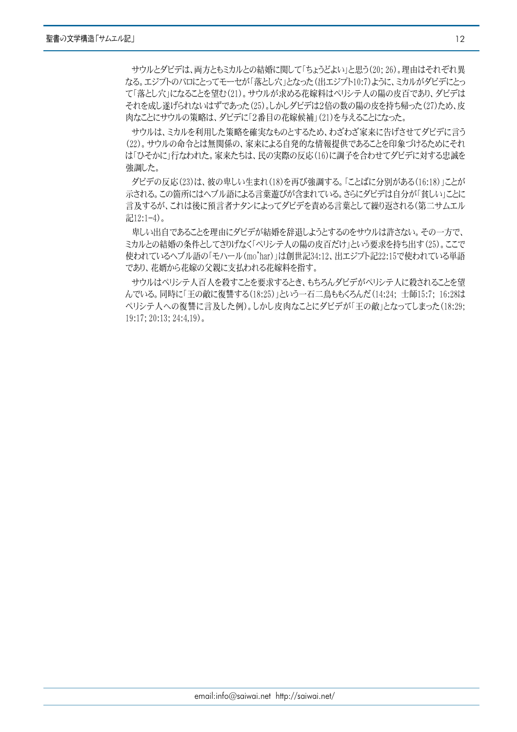サウルとダビデは、両方ともミカルとの結婚に関して「ちょうどよい」と思う(20; 26)。理由はそれぞれ異なる。エジプトのパロにとってモーセが「落とし穴」となった(出エジプト10:7)ように、ミカルがダビデにとって「落とし穴」になることを望む(21)。サウルが求める花嫁料はペリシテ人の陽の皮百であり、ダビデはそれを成し遂げられないはずであった(25)。しかしダビデは2倍の数の陽の皮を持ち帰った(27)ため、皮肉なことにサウルの策略は、ダビデに「2番目の花嫁候補」(21)を与えることになった。

サウルは、ミカルを利用した策略を確実なものとするため、わざわざ家来に告げさせてダビデに言う(22)。サウルの命令とは無関係の、家来による自発的な情報提供であることを印象づけるためにそれは「ひそかに」行なわれた。家来たちは、民の実際の反応(16)に調子を合わせてダビデに対する忠誠を強調した。

ダビデの反応(23)は、彼の卑しい生まれ(18)を再び強調する。「ことばに分別がある(16:18)」ことが示される。この箇所にはヘブル語による言葉遊びが含まれている。さらにダビデは自分が「貧しい」ことに言及するが、これは後に預言者ナタンによってダビデを責める言葉として繰り返される(第二サムエル記12:1-4)。

卑しい出自であることを理由にダビデが結婚を辞退しようとするのをサウルは許さない。その一方で、ミカルとの結婚の条件としてさりげなく「ペリシテ人の陽の皮百だけ」という要求を持ち出す(25)。ここで使われているヘブル語の「モハール(mo'har)」は創世記34:12、出エジプト記22:15で使われている単語であり、花婿から花嫁の父親に支払われる花嫁料を指す。

サウルはペリシテ人百人を殺すことを要求するとき、もちろんダビデがペリシテ人に殺されることを望んでいる。同時に「王の敵に復讐する(18:25)」という一石二鳥ももくろんだ(14:24; 士師15:7; 16:28はペリシテ人への復讐に言及した例)。しかし皮肉なことにダビデが「王の敵」となってしまった(18:29; 19:17; 20:13; 24:4,19)。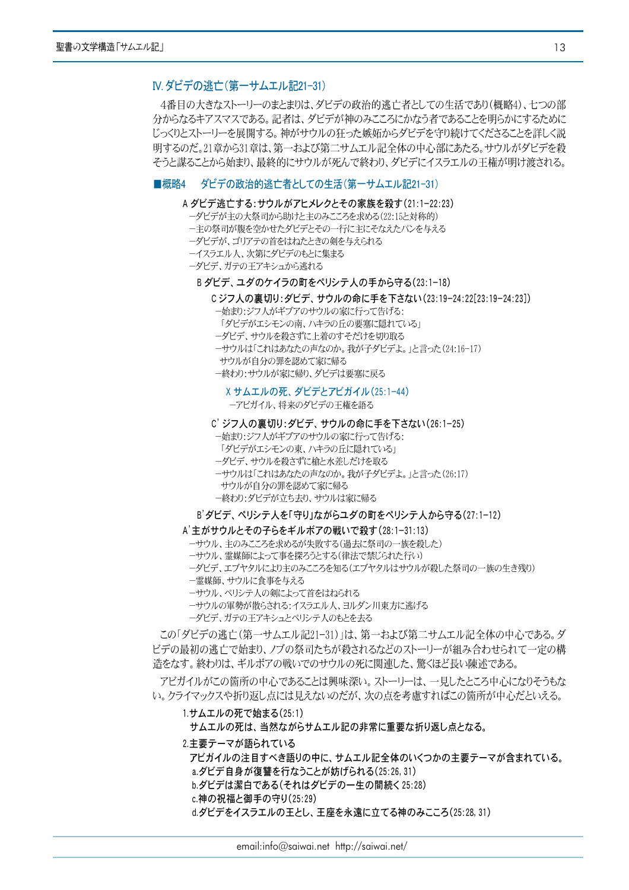## Ⅳ. ダビデの逃亡(第一サムエル記21-31)

4番目の大きなストーリーのまとまりは、ダビデの政治的逃亡者としての生活であり(概略4)、七つの部分からなるキアスマスである。記者は、ダビデが神のみこころにかなう者であることを明らかにするためにじっくりとストーリーを展開する。神がサウルの狂った嫉妬からダビデを守り続けてくださることを詳しく説明するのだ。21章から31章は、第一および第二サムエル記全体の中心部にあたる。サウルがダビデを殺そうと謀ることから始まり、最終的にサウルが死んで終わり、ダビデにイスラエルの王権が明け渡される。

### ■概略4　ダビデの政治的逃亡者としての生活(第一サムエル記21-31)

**A ダビデ逃亡する:サウルがアヒメレクとその家族を殺す(21:1-22:23)**

−ダビデが主の大祭司から助けと主のみこころを求める(22:15と対称的)
−主の祭司が腹を空かせたダビデとその一行に主にそなえたパンを与える
−ダビデが、ゴリアテの首をはねたときの剣を与えられる
−イスラエル人、次第にダビデのもとに集まる
−ダビデ、ガテの王アキシュから逃れる

**B ダビデ、ユダのケイラの町をペリシテ人の手から守る(23:1-18)**

**C ジフ人の裏切り:ダビデ、サウルの命に手を下さない(23:19-24:22[23:19-24:23])**

−始まり:ジフ人がギブアのサウルの家に行って告げる:
「ダビデがエシモンの南、ハキラの丘の要塞に隠れている」
−ダビデ、サウルを殺さずに上着のすそだけを切り取る
−サウルは「これはあなたの声なのか。我が子ダビデよ。」と言った(24:16-17)
サウルが自分の罪を認めて家に帰る
−終わり:サウルが家に帰り、ダビデは要塞に戻る

**X サムエルの死、ダビデとアビガイル(25:1-44)**

−アビガイル、将来のダビデの王権を語る

**C' ジフ人の裏切り:ダビデ、サウルの命に手を下さない(26:1-25)**

−始まり:ジフ人がギブアのサウルの家に行って告げる:
「ダビデがエシモンの東、ハキラの丘に隠れている」
−ダビデ、サウルを殺さずに槍と水差しだけを取る
−サウルは「これはあなたの声なのか。我が子ダビデよ。」と言った(26:17)
サウルが自分の罪を認めて家に帰る
−終わり:ダビデが立ち去り、サウルは家に帰る

**B' ダビデ、ペリシテ人を「守り」ながらユダの町をペリシテ人から守る(27:1-12)**

**A' 主がサウルとその子らをギルボアの戦いで殺す(28:1-31:13)**

−サウル、主のみこころを求めるが失敗する(過去に祭司の一族を殺した)
−サウル、霊媒師によって事を探ろうとする(律法で禁じられた行い)
−ダビデ、エブヤタルにより主のみこころを知る(エブヤタルはサウルが殺した祭司の一族の生き残り)
−霊媒師、サウルに食事を与える
−サウル、ペリシテ人の剣によって首をはねられる
−サウルの軍勢が散らされる:イスラエル人、ヨルダン川東方に逃げる
−ダビデ、ガテの王アキシュとペリシテ人のもとを去る

この「ダビデの逃亡(第一サムエル記21-31)」は、第一および第二サムエル記全体の中心である。ダビデの最初の逃亡で始まり、ノブの祭司たちが殺されるなどのストーリーが組み合わせられて一定の構造をなす。終わりは、ギルボアの戦いでのサウルの死に関連した、驚くほど長い陳述である。

アビガイルがこの箇所の中心であることは興味深い。ストーリーは、一見したところ中心になりそうもない。クライマックスや折り返し点には見えないのだが、次の点を考慮すればこの箇所が中心だといえる。

1. **サムエルの死で始まる(25:1)**
   **サムエルの死は、当然ながらサムエル記の非常に重要な折り返し点となる。**
2. **主要テーマが語られている**
   **アビガイルの注目すべき語りの中に、サムエル記全体のいくつかの主要テーマが含まれている。**
   - **a.ダビデ自身が復讐を行なうことが妨げられる(25:26, 31)**
   - **b.ダビデは潔白である(それはダビデの一生の間続く 25:28)**
   - **c.神の祝福と御手の守り(25:29)**
   - **d.ダビデをイスラエルの王とし、王座を永遠に立てる神のみこころ(25:28, 31)**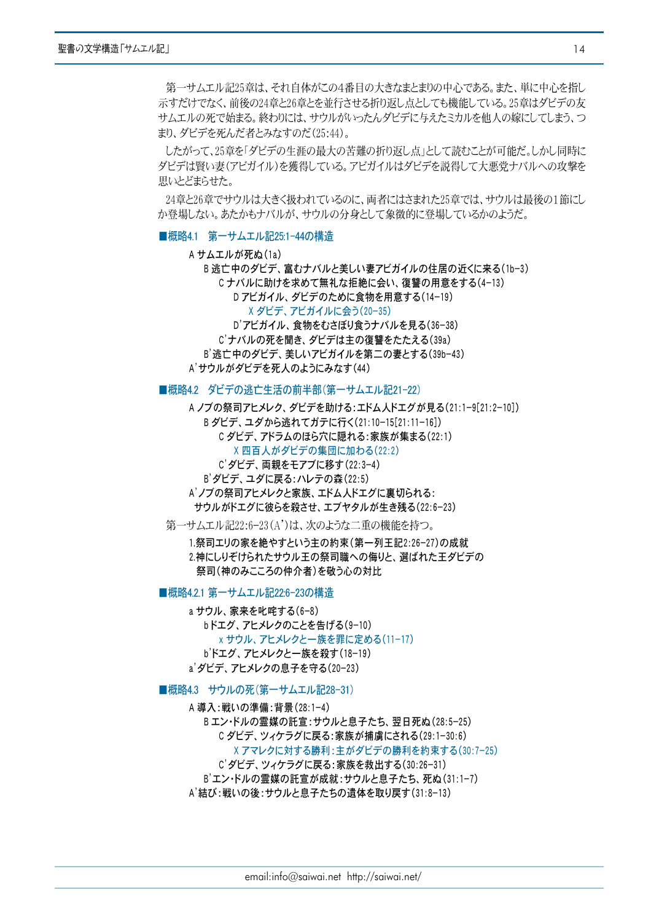第一サムエル記25章は、それ自体がこの4番目の大きなまとまりの中心である。また、単に中心を指し示すだけでなく、前後の24章と26章とを並行させる折り返し点としても機能している。25章はダビデの友サムエルの死で始まる。終わりには、サウルがいったんダビデに与えたミカルを他人の嫁にしてしまう、つまり、ダビデを死んだ者とみなすのだ(25:44)。

したがって、25章を「ダビデの生涯の最大の苦難の折り返し点」として読むことが可能だ。しかし同時にダビデは賢い妻(アビガイル)を獲得している。アビガイルはダビデを説得して大悪党ナバルへの攻撃を思いとどまらせた。

24章と26章でサウルは大きく扱われているのに、両者にはさまれた25章では、サウルは最後の1節にしか登場しない。あたかもナバルが、サウルの分身として象徴的に登場しているかのようだ。

### ■概略4.1　第一サムエル記25:1-44の構造

- A サムエルが死ぬ(1a)
  - B 逃亡中のダビデ、富むナバルと美しい妻アビガイルの住居の近くに来る(1b-3)
    - C ナバルに助けを求めて無礼な拒絶に会い、復讐の用意をする(4-13)
      - D アビガイル、ダビデのために食物を用意する(14-19)
        - X ダビデ、アビガイルに会う(20-35)
      - D' アビガイル、食物をむさぼり食うナバルを見る(36-38)
    - C' ナバルの死を聞き、ダビデは主の復讐をたたえる(39a)
  - B' 逃亡中のダビデ、美しいアビガイルを第二の妻とする(39b-43)
- A' サウルがダビデを死人のようにみなす(44)

### ■概略4.2　ダビデの逃亡生活の前半部(第一サムエル記21-22)

- A ノブの祭司アヒメレク、ダビデを助ける:エドム人ドエグが見る(21:1-9[21:2-10])
  - B ダビデ、ユダから逃れてガテに行く(21:10-15[21:11-16])
    - C ダビデ、アドラムのほら穴に隠れる:家族が集まる(22:1)
      - X 四百人がダビデの集団に加わる(22:2)
    - C' ダビデ、両親をモアブに移す(22:3-4)
  - B' ダビデ、ユダに戻る:ハレテの森(22:5)
- A' ノブの祭司アヒメレクと家族、エドム人ドエグに裏切られる:
  サウルがドエグに彼らを殺させ、エブヤタルが生き残る(22:6-23)

第一サムエル記22:6-23(A')は、次のような二重の機能を持つ。

1. 祭司エリの家を絶やすという主の約束(第一列王記2:26-27)の成就
2. 神にしりぞけられたサウル王の祭司職への侮りと、選ばれた王ダビデの祭司(神のみこころの仲介者)を敬う心の対比

### ■概略4.2.1 第一サムエル記22:6-23の構造

- a サウル、家来を叱咤する(6-8)
  - b ドエグ、アヒメレクのことを告げる(9-10)
    - x サウル、アヒメレクと一族を罪に定める(11-17)
  - b' ドエグ、アヒメレクと一族を殺す(18-19)
- a' ダビデ、アヒメレクの息子を守る(20-23)

### ■概略4.3　サウルの死(第一サムエル記28-31)

- A 導入:戦いの準備:背景(28:1-4)
  - B エン・ドルの霊媒の託宣:サウルと息子たち、翌日死ぬ(28:5-25)
    - C ダビデ、ツィケラグに戻る:家族が捕虜にされる(29:1-30:6)
      - X アマレクに対する勝利:主がダビデの勝利を約束する(30:7-25)
    - C' ダビデ、ツィケラグに戻る:家族を救出する(30:26-31)
  - B' エン・ドルの霊媒の託宣が成就:サウルと息子たち、死ぬ(31:1-7)
- A' 結び:戦いの後:サウルと息子たちの遺体を取り戻す(31:8-13)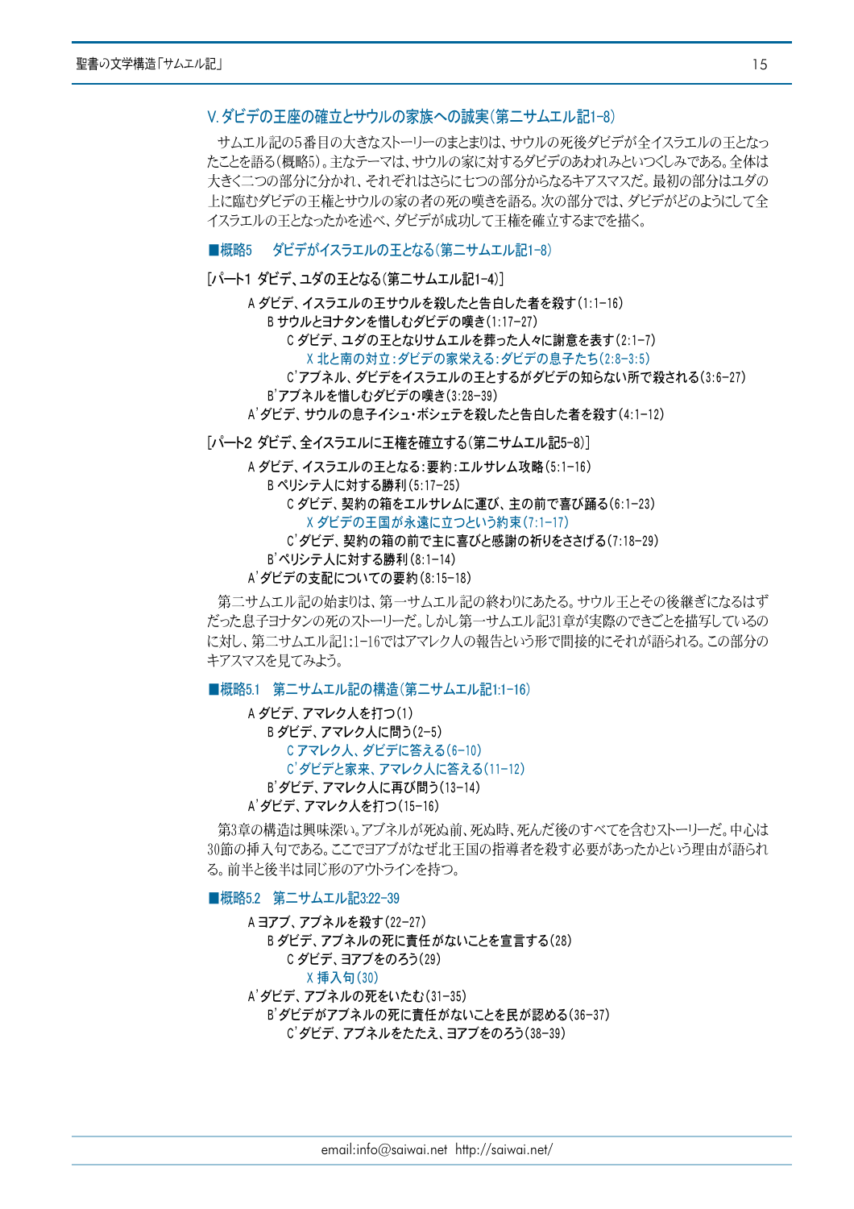## V. ダビデの王座の確立とサウルの家族への誠実(第二サムエル記1-8)

サムエル記の5番目の大きなストーリーのまとまりは、サウルの死後ダビデが全イスラエルの王となったことを語る(概略5)。主なテーマは、サウルの家に対するダビデのあわれみといつくしみである。全体は大きく二つの部分に分かれ、それぞれはさらに七つの部分からなるキアスマスだ。最初の部分はユダの上に臨むダビデの王権とサウルの家の者の死の嘆きを語る。次の部分では、ダビデがどのようにして全イスラエルの王となったかを述べ、ダビデが成功して王権を確立するまでを描く。

### ■概略5　ダビデがイスラエルの王となる(第二サムエル記1-8)

[パート1 ダビデ、ユダの王となる(第二サムエル記1-4)]

- A ダビデ、イスラエルの王サウルを殺したと告白した者を殺す(1:1-16)
  - B サウルとヨナタンを惜しむダビデの嘆き(1:17-27)
    - C ダビデ、ユダの王となりサムエルを葬った人々に謝意を表す(2:1-7)
      - X 北と南の対立:ダビデの家栄える:ダビデの息子たち(2:8-3:5)
    - C' アブネル、ダビデをイスラエルの王とするがダビデの知らない所で殺される(3:6-27)
  - B' アブネルを惜しむダビデの嘆き(3:28-39)
- A' ダビデ、サウルの息子イシュ・ボシェテを殺したと告白した者を殺す(4:1-12)

[パート2 ダビデ、全イスラエルに王権を確立する(第二サムエル記5-8)]

- A ダビデ、イスラエルの王となる:要約:エルサレム攻略(5:1-16)
  - B ペリシテ人に対する勝利(5:17-25)
    - C ダビデ、契約の箱をエルサレムに運び、主の前で喜び踊る(6:1-23)
      - X ダビデの王国が永遠に立つという約束(7:1-17)
    - C' ダビデ、契約の箱の前で主に喜びと感謝の祈りをささげる(7:18-29)
  - B' ペリシテ人に対する勝利(8:1-14)
- A' ダビデの支配についての要約(8:15-18)

第二サムエル記の始まりは、第一サムエル記の終わりにあたる。サウル王とその後継ぎになるはずだった息子ヨナタンの死のストーリーだ。しかし第一サムエル記31章が実際のできごとを描写しているのに対し、第二サムエル記1:1-16ではアマレク人の報告という形で間接的にそれが語られる。この部分のキアスマスを見てみよう。

### ■概略5.1　第二サムエル記の構造(第二サムエル記1:1-16)

- A ダビデ、アマレク人を打つ(1)
  - B ダビデ、アマレク人に問う(2-5)
    - C アマレク人、ダビデに答える(6-10)
    - C' ダビデと家来、アマレク人に答える(11-12)
  - B' ダビデ、アマレク人に再び問う(13-14)
- A' ダビデ、アマレク人を打つ(15-16)

第3章の構造は興味深い。アブネルが死ぬ前、死ぬ時、死んだ後のすべてを含むストーリーだ。中心は30節の挿入句である。ここでヨアブがなぜ北王国の指導者を殺す必要があったかという理由が語られる。前半と後半は同じ形のアウトラインを持つ。

### ■概略5.2　第二サムエル記3:22-39

- A ヨアブ、アブネルを殺す(22-27)
  - B ダビデ、アブネルの死に責任がないことを宣言する(28)
    - C ダビデ、ヨアブをのろう(29)
      - X 挿入句(30)
- A' ダビデ、アブネルの死をいたむ(31-35)
  - B' ダビデがアブネルの死に責任がないことを民が認める(36-37)
    - C' ダビデ、アブネルをたたえ、ヨアブをのろう(38-39)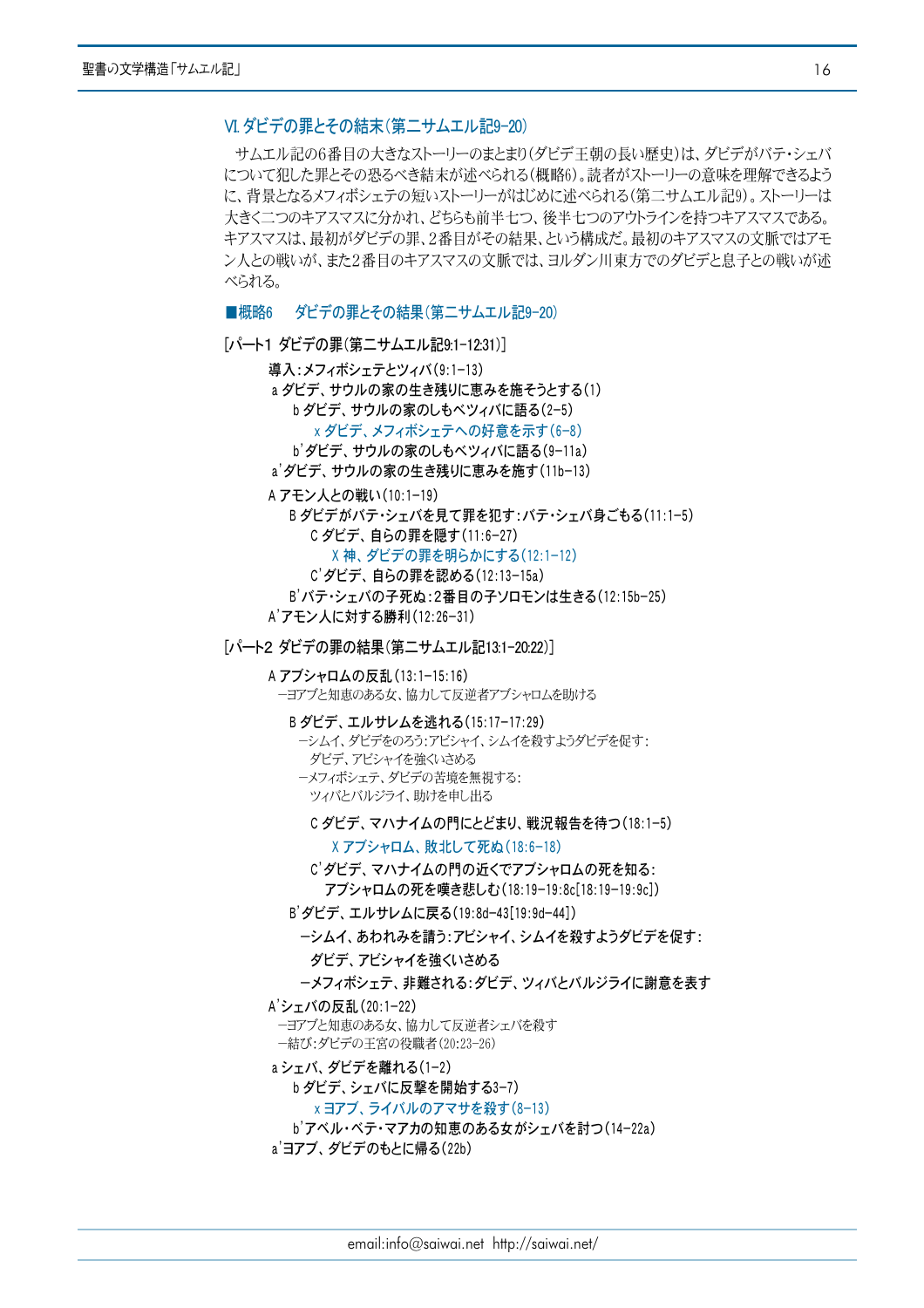## VI. ダビデの罪とその結末(第二サムエル記9-20)

サムエル記の6番目の大きなストーリーのまとまり(ダビデ王朝の長い歴史)は、ダビデがバテ・シェバについて犯した罪とその恐るべき結末が述べられる(概略6)。読者がストーリーの意味を理解できるように、背景となるメフィボシェテの短いストーリーがはじめに述べられる(第二サムエル記9)。ストーリーは大きく二つのキアスマスに分かれ、どちらも前半七つ、後半七つのアウトラインを持つキアスマスである。キアスマスは、最初がダビデの罪、2番目がその結果、という構成だ。最初のキアスマスの文脈ではアモン人との戦いが、また2番目のキアスマスの文脈では、ヨルダン川東方でのダビデと息子との戦いが述べられる。

### ■概略6　ダビデの罪とその結果(第二サムエル記9-20)

[パート1 ダビデの罪(第二サムエル記9:1-12:31)]

導入:メフィボシェテとツィバ(9:1-13)
- a ダビデ、サウルの家の生き残りに恵みを施そうとする(1)
  - b ダビデ、サウルの家のしもべツィバに語る(2-5)
    - x ダビデ、メフィボシェテへの好意を示す(6-8)
  - b'ダビデ、サウルの家のしもべツィバに語る(9-11a)
- a'ダビデ、サウルの家の生き残りに恵みを施す(11b-13)

A アモン人との戦い(10:1-19)
- B ダビデがバテ・シェバを見て罪を犯す:バテ・シェバ身ごもる(11:1-5)
  - C ダビデ、自らの罪を隠す(11:6-27)
    - X 神、ダビデの罪を明らかにする(12:1-12)
  - C'ダビデ、自らの罪を認める(12:13-15a)
- B'バテ・シェバの子死ぬ:2番目の子ソロモンは生きる(12:15b-25)

A'アモン人に対する勝利(12:26-31)

[パート2 ダビデの罪の結果(第二サムエル記13:1-20:22)]

A アブシャロムの反乱(13:1-15:16)
–ヨアブと知恵のある女、協力して反逆者アブシャロムを助ける

- B ダビデ、エルサレムを逃れる(15:17-17:29)
  –シムイ、ダビデをのろう:アビシャイ、シムイを殺すようダビデを促す:
  ダビデ、アビシャイを強くいさめる
  –メフィボシェテ、ダビデの苦境を無視する:
  ツィバとバルジライ、助けを申し出る
  - C ダビデ、マハナイムの門にとどまり、戦況報告を待つ(18:1-5)
    - X アブシャロム、敗北して死ぬ(18:6-18)
  - C'ダビデ、マハナイムの門の近くでアブシャロムの死を知る:
  アブシャロムの死を嘆き悲しむ(18:19-19:8c[18:19-19:9c])
- B'ダビデ、エルサレムに戻る(19:8d-43[19:9d-44])
  –シムイ、あわれみを請う:アビシャイ、シムイを殺すようダビデを促す:
  ダビデ、アビシャイを強くいさめる
  –メフィボシェテ、非難される:ダビデ、ツィバとバルジライに謝意を表す

A'シェバの反乱(20:1-22)
–ヨアブと知恵のある女、協力して反逆者シェバを殺す
–結び:ダビデの王宮の役職者(20:23-26)

- a シェバ、ダビデを離れる(1-2)
  - b ダビデ、シェバに反撃を開始する3-7)
    - x ヨアブ、ライバルのアマサを殺す(8-13)
  - b'アベル・ベテ・マアカの知恵のある女がシェバを討つ(14-22a)
- a'ヨアブ、ダビデのもとに帰る(22b)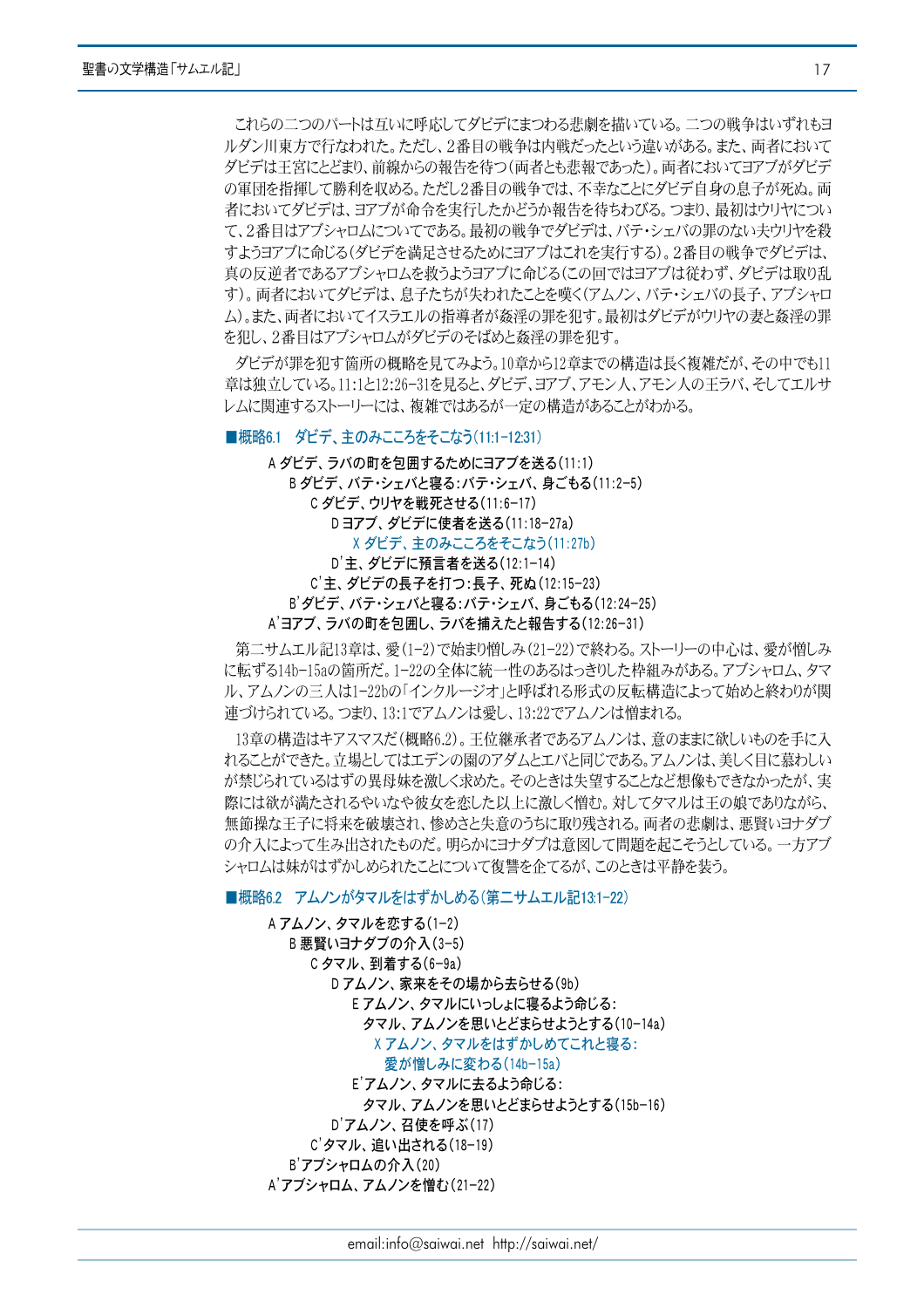これらの二つのパートは互いに呼応してダビデにまつわる悲劇を描いている。二つの戦争はいずれもヨルダン川東方で行なわれた。ただし、2番目の戦争は内戦だったという違いがある。また、両者においてダビデは王宮にとどまり、前線からの報告を待つ（両者とも悲報であった）。両者においてヨアブがダビデの軍団を指揮して勝利を収める。ただし2番目の戦争では、不幸なことにダビデ自身の息子が死ぬ。両者においてダビデは、ヨアブが命令を実行したかどうか報告を待ちわびる。つまり、最初はウリヤについて、2番目はアブシャロムについてである。最初の戦争でダビデは、バテ・シェバの罪のない夫ウリヤを殺すようヨアブに命じる（ダビデを満足させるためにヨアブはこれを実行する）。2番目の戦争でダビデは、真の反逆者であるアブシャロムを救うようヨアブに命じる（この回ではヨアブは従わず、ダビデは取り乱す）。両者においてダビデは、息子たちが失われたことを嘆く（アムノン、バテ・シェバの長子、アブシャロム）。また、両者においてイスラエルの指導者が姦淫の罪を犯す。最初はダビデがウリヤの妻と姦淫の罪を犯し、2番目はアブシャロムがダビデのそばめと姦淫の罪を犯す。

ダビデが罪を犯す箇所の概略を見てみよう。10章から12章までの構造は長く複雑だが、その中でも11章は独立している。11:1と12:26-31を見ると、ダビデ、ヨアブ、アモン人、アモン人の王ラバ、そしてエルサレムに関連するストーリーには、複雑ではあるが一定の構造があることがわかる。

**■概略6.1　ダビデ、主のみこころをそこなう(11:1-12:31)**

A ダビデ、ラバの町を包囲するためにヨアブを送る(11:1)
　B ダビデ、バテ・シェバと寝る：バテ・シェバ、身ごもる(11:2-5)
　　C ダビデ、ウリヤを戦死させる(11:6-17)
　　　D ヨアブ、ダビデに使者を送る(11:18-27a)
　　　　X ダビデ、主のみこころをそこなう(11:27b)
　　　D' 主、ダビデに預言者を送る(12:1-14)
　　C' 主、ダビデの長子を打つ：長子、死ぬ(12:15-23)
　B' ダビデ、バテ・シェバと寝る：バテ・シェバ、身ごもる(12:24-25)
A' ヨアブ、ラバの町を包囲し、ラバを捕えたと報告する(12:26-31)

第二サムエル記13章は、愛(1-2)で始まり憎しみ(21-22)で終わる。ストーリーの中心は、愛が憎しみに転ずる14b-15aの箇所だ。1-22の全体に統一性のあるはっきりした枠組みがある。アブシャロム、タマル、アムノンの三人は1-22bの「インクルージオ」と呼ばれる形式の反転構造によって始めと終わりが関連づけられている。つまり、13:1でアムノンは愛し、13:22でアムノンは憎まれる。

13章の構造はキアスマスだ（概略6.2）。王位継承者であるアムノンは、意のままに欲しいものを手に入れることができた。立場としてはエデンの園のアダムとエバと同じである。アムノンは、美しく目に慕わしいが禁じられているはずの異母妹を激しく求めた。そのときは失望することなど想像もできなかったが、実際には欲が満たされるやいなや彼女を恋した以上に激しく憎む。対してタマルは王の娘でありながら、無節操な王子に将来を破壊され、惨めさと失意のうちに取り残される。両者の悲劇は、悪賢いヨナダブの介入によって生み出されたものだ。明らかにヨナダブは意図して問題を起こそうとしている。一方アブシャロムは妹がはずかしめられたことについて復讐を企てるが、このときは平静を装う。

**■概略6.2　アムノンがタマルをはずかしめる(第二サムエル記13:1-22)**

A アムノン、タマルを恋する(1-2)
　B 悪賢いヨナダブの介入(3-5)
　　C タマル、到着する(6-9a)
　　　D アムノン、家来をその場から去らせる(9b)
　　　　E アムノン、タマルにいっしょに寝るよう命じる：
　　　　　タマル、アムノンを思いとどまらせようとする(10-14a)
　　　　　X アムノン、タマルをはずかしめてこれと寝る：
　　　　　　愛が憎しみに変わる(14b-15a)
　　　　E' アムノン、タマルに去るよう命じる：
　　　　　タマル、アムノンを思いとどまらせようとする(15b-16)
　　　D' アムノン、召使を呼ぶ(17)
　　C' タマル、追い出される(18-19)
　B' アブシャロムの介入(20)
A' アブシャロム、アムノンを憎む(21-22)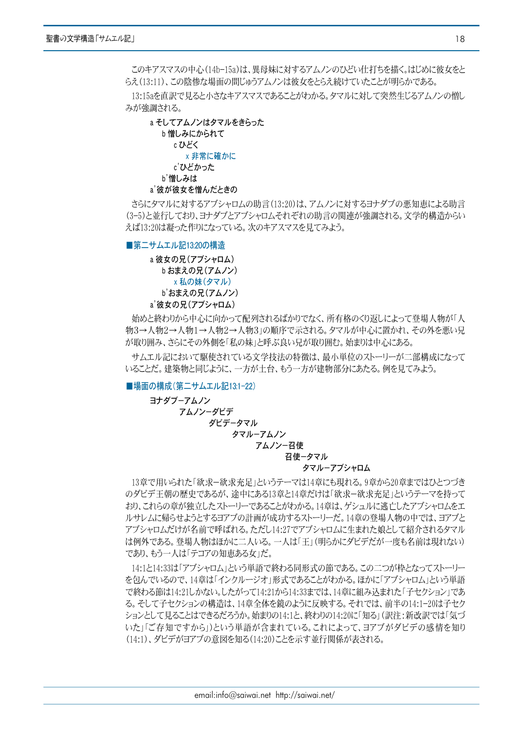このキアスマスの中心(14b-15a)は、異母妹に対するアムノンのひどい仕打ちを描く。はじめに彼女をとらえ(13:11)、この陰惨な場面の間じゅうアムノンは彼女をとらえ続けていたことが明らかである。

13:15aを直訳で見ると小さなキアスマスであることがわかる。タマルに対して突然生じるアムノンの憎しみが強調される。

a そしてアムノンはタマルをきらった
　b 憎しみにかられて
　　c ひどく
　　　x 非常に確かに
　　c'ひどかった
　b'憎しみは
a'彼が彼女を憎んだときの

さらにタマルに対するアブシャロムの助言(13:20)は、アムノンに対するヨナダブの悪知恵による助言(3-5)と並行しており、ヨナダブとアブシャロムそれぞれの助言の関連が強調される。文学的構造からいえば13:20は凝った作りになっている。次のキアスマスを見てみよう。

### ■第二サムエル記13:20の構造

a 彼女の兄(アブシャロム)
　b おまえの兄(アムノン)
　　x 私の妹(タマル)
　b'おまえの兄(アムノン)
a'彼女の兄(アブシャロム)

始めと終わりから中心に向かって配列されるばかりでなく、所有格のくり返しによって登場人物が「人物3→人物2→人物1→人物2→人物3」の順序で示される。タマルが中心に置かれ、その外を悪い兄が取り囲み、さらにその外側を「私の妹」と呼ぶ良い兄が取り囲む。始まりは中心にある。

サムエル記において駆使されている文学技法の特徴は、最小単位のストーリーが二部構成になっていることだ。建築物と同じように、一方が土台、もう一方が建物部分にあたる。例を見てみよう。

### ■場面の構成(第二サムエル記13:1-22)

ヨナダブ–アムノン
　アムノン–ダビデ
　　ダビデ–タマル
　　　タマル–アムノン
　　　　アムノン–召使
　　　　　召使–タマル
　　　　　　タマル–アブシャロム

13章で用いられた「欲求–欲求充足」というテーマは14章にも現れる。9章から20章まではひとつづきのダビデ王朝の歴史であるが、途中にある13章と14章だけは「欲求–欲求充足」というテーマを持っており、これらの章が独立したストーリーであることがわかる。14章は、ゲシュルに逃亡したアブシャロムをエルサレムに帰らせようとするヨアブの計画が成功するストーリーだ。14章の登場人物の中では、ヨアブとアブシャロムだけが名前で呼ばれる。ただし14:27でアブシャロムに生まれた娘として紹介されるタマルは例外である。登場人物はほかに二人いる。一人は「王」(明らかにダビデだが一度も名前は現れない)であり、もう一人は「テコアの知恵ある女」だ。

14:1と14:33は「アブシャロム」という単語で終わる同形式の節である。この二つが枠となってストーリーを包んでいるので、14章は「インクルージオ」形式であることがわかる。ほかに「アブシャロム」という単語で終わる節は14:21しかない。したがって14:21から14:33までは、14章に組み込まれた「子セクション」である。そして子セクションの構造は、14章全体を鏡のように反映する。それでは、前半の14:1-20は子セクションとして見ることはできるだろうか。始まりの14:1と、終わりの14:20に「知る」(訳注:新改訳では「気づいた」「ご存知ですから」)という単語が含まれている。これによって、ヨアブがダビデの感情を知り(14:1)、ダビデがヨアブの意図を知る(14:20)ことを示す並行関係が表される。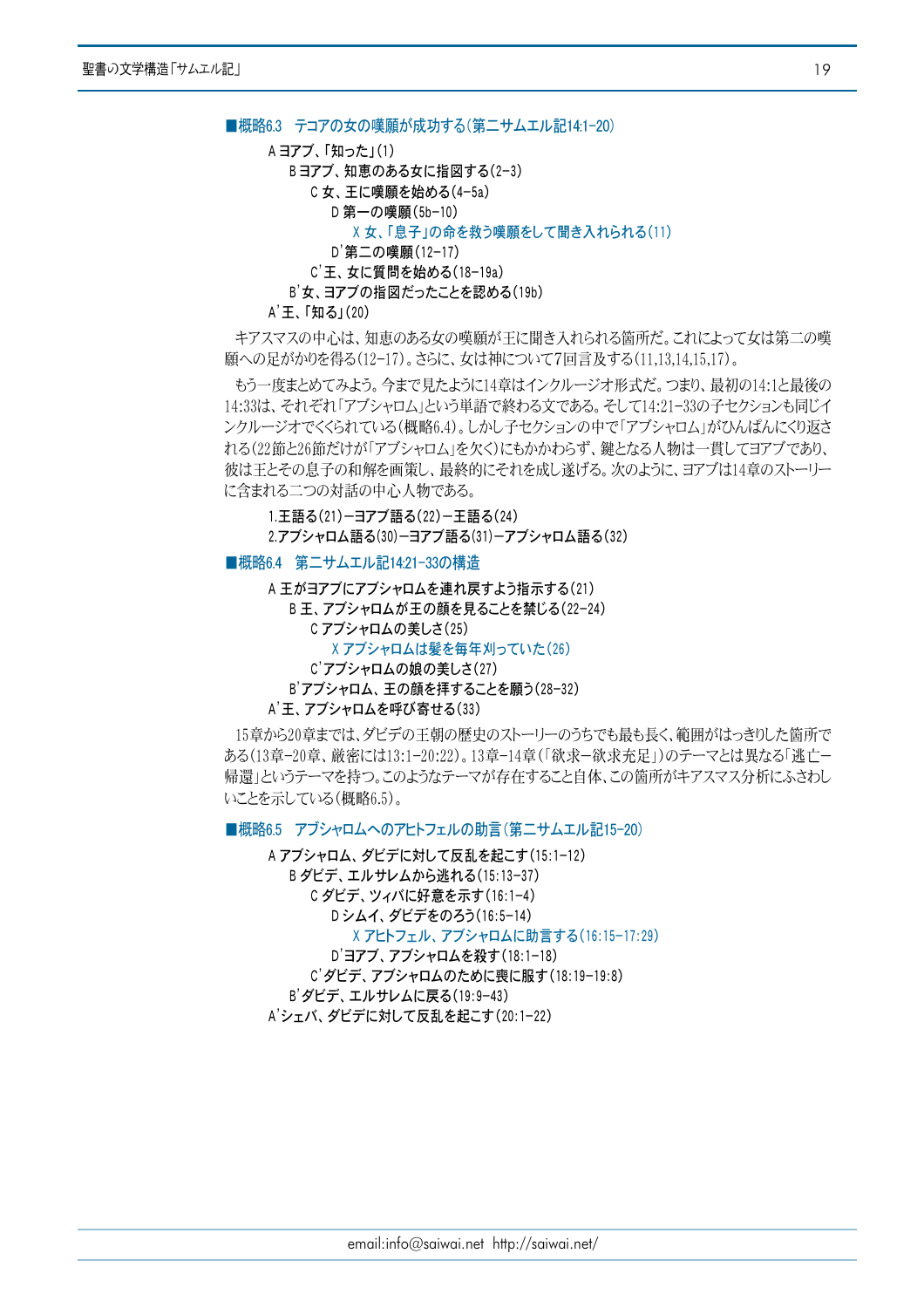■概略6.3　テコアの女の嘆願が成功する(第二サムエル記14:1-20)

A ヨアブ、「知った」(1)
　B ヨアブ、知恵のある女に指図する(2-3)
　　C 女、王に嘆願を始める(4-5a)
　　　D 第一の嘆願(5b-10)
　　　　X 女、「息子」の命を救う嘆願をして聞き入れられる(11)
　　　D'第二の嘆願(12-17)
　　C'王、女に質問を始める(18-19a)
　B'女、ヨアブの指図だったことを認める(19b)
A'王、「知る」(20)

キアスマスの中心は、知恵のある女の嘆願が王に聞き入れられる箇所だ。これによって女は第二の嘆願への足がかりを得る(12-17)。さらに、女は神について7回言及する(11,13,14,15,17)。

もう一度まとめてみよう。今まで見たように14章はインクルージオ形式だ。つまり、最初の14:1と最後の14:33は、それぞれ「アブシャロム」という単語で終わる文である。そして14:21-33の子セクションも同じインクルージオでくくられている(概略6.4)。しかし子セクションの中で「アブシャロム」がひんぱんにくり返される(22節と26節だけが「アブシャロム」を欠く)にもかかわらず、鍵となる人物は一貫してヨアブであり、彼は王とその息子の和解を画策し、最終的にそれを成し遂げる。次のように、ヨアブは14章のストーリーに含まれる二つの対話の中心人物である。

1.王語る(21)ーヨアブ語る(22)ー王語る(24)
2.アブシャロム語る(30)ーヨアブ語る(31)ーアブシャロム語る(32)

■概略6.4　第二サムエル記14:21-33の構造

A 王がヨアブにアブシャロムを連れ戻すよう指示する(21)
　B 王、アブシャロムが王の顔を見ることを禁じる(22-24)
　　C アブシャロムの美しさ(25)
　　　X アブシャロムは髪を毎年刈っていた(26)
　　C'アブシャロムの娘の美しさ(27)
　B'アブシャロム、王の顔を拝することを願う(28-32)
A'王、アブシャロムを呼び寄せる(33)

15章から20章までは、ダビデの王朝の歴史のストーリーのうちでも最も長く、範囲がはっきりした箇所である(13章-20章、厳密には13:1-20:22)。13章-14章(「欲求ー欲求充足」)のテーマとは異なる「逃亡ー帰還」というテーマを持つ。このようなテーマが存在すること自体、この箇所がキアスマス分析にふさわしいことを示している(概略6.5)。

■概略6.5　アブシャロムへのアヒトフェルの助言(第二サムエル記15-20)

A アブシャロム、ダビデに対して反乱を起こす(15:1-12)
　B ダビデ、エルサレムから逃れる(15:13-37)
　　C ダビデ、ツィバに好意を示す(16:1-4)
　　　D シムイ、ダビデをのろう(16:5-14)
　　　　X アヒトフェル、アブシャロムに助言する(16:15-17:29)
　　　D'ヨアブ、アブシャロムを殺す(18:1-18)
　　C'ダビデ、アブシャロムのために喪に服す(18:19-19:8)
　B'ダビデ、エルサレムに戻る(19:9-43)
A'シェバ、ダビデに対して反乱を起こす(20:1-22)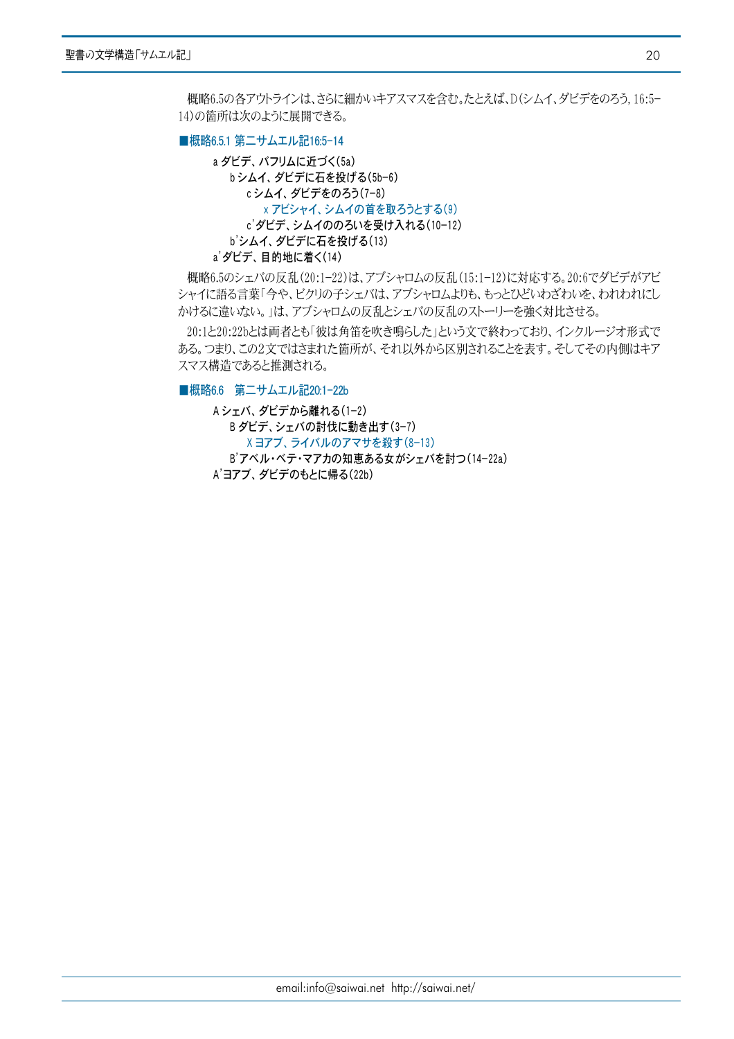概略6.5の各アウトラインは、さらに細かいキアスマスを含む。たとえば、D(シムイ、ダビデをのろう, 16:5–14)の箇所は次のように展開できる。

**■概略6.5.1 第二サムエル記16:5-14**

a ダビデ、バフリムに近づく(5a)
　b シムイ、ダビデに石を投げる(5b–6)
　　c シムイ、ダビデをのろう(7–8)
　　　x アビシャイ、シムイの首を取ろうとする(9)
　　c'ダビデ、シムイののろいを受け入れる(10–12)
　b'シムイ、ダビデに石を投げる(13)
a'ダビデ、目的地に着く(14)

概略6.5のシェバの反乱(20:1–22)は、アブシャロムの反乱(15:1–12)に対応する。20:6でダビデがアビシャイに語る言葉「今や、ビクリの子シェバは、アブシャロムよりも、もっとひどいわざわいを、われわれにしかけるに違いない。」は、アブシャロムの反乱とシェバの反乱のストーリーを強く対比させる。

20:1と20:22bとは両者とも「彼は角笛を吹き鳴らした」という文で終わっており、インクルージオ形式である。つまり、この2文ではさまれた箇所が、それ以外から区別されることを表す。そしてその内側はキアスマス構造であると推測される。

**■概略6.6　第二サムエル記20:1-22b**

A シェバ、ダビデから離れる(1–2)
　B ダビデ、シェバの討伐に動き出す(3–7)
　　X ヨアブ、ライバルのアマサを殺す(8–13)
　B'アベル・ベテ・マアカの知恵ある女がシェバを討つ(14–22a)
A'ヨアブ、ダビデのもとに帰る(22b)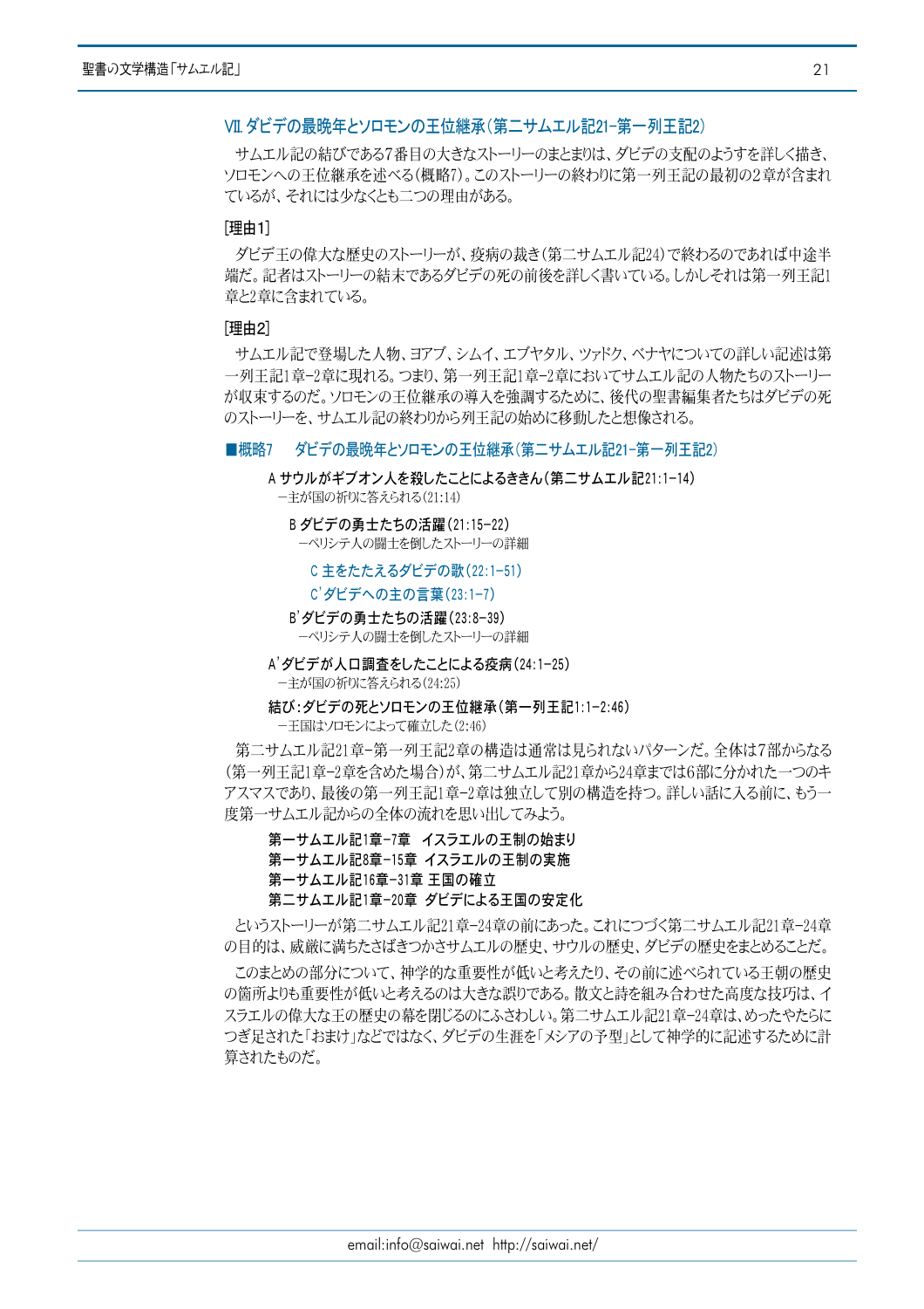## Ⅶ. ダビデの最晩年とソロモンの王位継承(第二サムエル記21-第一列王記2)

サムエル記の結びである7番目の大きなストーリーのまとまりは、ダビデの支配のようすを詳しく描き、ソロモンへの王位継承を述べる(概略7)。このストーリーの終わりに第一列王記の最初の2章が含まれているが、それには少なくとも二つの理由がある。

[理由1]

ダビデ王の偉大な歴史のストーリーが、疫病の裁き(第二サムエル記24)で終わるのであれば中途半端だ。記者はストーリーの結末であるダビデの死の前後を詳しく書いている。しかしそれは第一列王記1章と2章に含まれている。

[理由2]

サムエル記で登場した人物、ヨアブ、シムイ、エブヤタル、ツァドク、ベナヤについての詳しい記述は第一列王記1章-2章に現れる。つまり、第一列王記1章-2章においてサムエル記の人物たちのストーリーが収束するのだ。ソロモンの王位継承の導入を強調するために、後代の聖書編集者たちはダビデの死のストーリーを、サムエル記の終わりから列王記の始めに移動したと想像される。

### ■概略7　ダビデの最晩年とソロモンの王位継承(第二サムエル記21-第一列王記2)

**A サウルがギブオン人を殺したことによるききん(第二サムエル記21:1-14)**
　―主が国の祈りに答えられる(21:14)

　**B ダビデの勇士たちの活躍(21:15-22)**
　　―ペリシテ人の闘士を倒したストーリーの詳細

　　**C 主をたたえるダビデの歌(22:1-51)**
　　**C'ダビデへの主の言葉(23:1-7)**

　**B'ダビデの勇士たちの活躍(23:8-39)**
　　―ペリシテ人の闘士を倒したストーリーの詳細

**A'ダビデが人口調査をしたことによる疫病(24:1-25)**
　―主が国の祈りに答えられる(24:25)

**結び:ダビデの死とソロモンの王位継承(第一列王記1:1-2:46)**
　―王国はソロモンによって確立した(2:46)

第二サムエル記21章-第一列王記2章の構造は通常は見られないパターンだ。全体は7部からなる(第一列王記1章-2章を含めた場合)が、第二サムエル記21章から24章までは6部に分かれた一つのキアスマスであり、最後の第一列王記1章-2章は独立して別の構造を持つ。詳しい話に入る前に、もう一度第一サムエル記からの全体の流れを思い出してみよう。

**第一サムエル記1章-7章　イスラエルの王制の始まり**
**第一サムエル記8章-15章 イスラエルの王制の実施**
**第一サムエル記16章-31章 王国の確立**
**第二サムエル記1章-20章 ダビデによる王国の安定化**

というストーリーが第二サムエル記21章-24章の前にあった。これにつづく第二サムエル記21章-24章の目的は、威厳に満ちたさばきつかさサムエルの歴史、サウルの歴史、ダビデの歴史をまとめることだ。

このまとめの部分について、神学的な重要性が低いと考えたり、その前に述べられている王朝の歴史の箇所よりも重要性が低いと考えるのは大きな誤りである。散文と詩を組み合わせた高度な技巧は、イスラエルの偉大な王の歴史の幕を閉じるのにふさわしい。第二サムエル記21章-24章は、めったやたらにつぎ足された「おまけ」などではなく、ダビデの生涯を「メシアの予型」として神学的に記述するために計算されたものだ。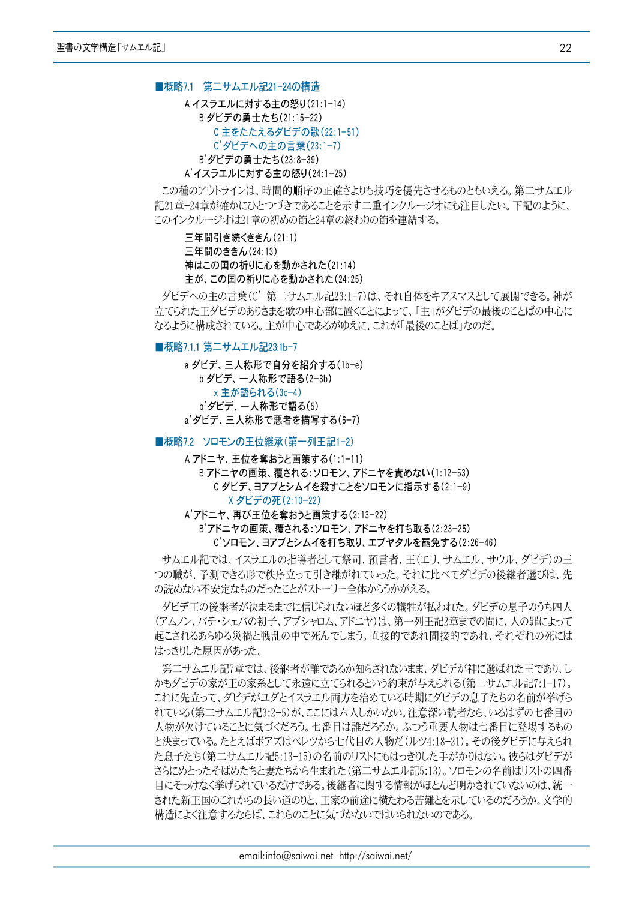■概略7.1　第二サムエル記21-24の構造

A イスラエルに対する主の怒り(21:1-14)
　B ダビデの勇士たち(21:15-22)
　　C 主をたたえるダビデの歌(22:1-51)
　　C'ダビデへの主の言葉(23:1-7)
　B'ダビデの勇士たち(23:8-39)
A'イスラエルに対する主の怒り(24:1-25)

この種のアウトラインは、時間的順序の正確さよりも技巧を優先させるものともいえる。第二サムエル記21章-24章が確かにひとつづきであることを示す二重インクルージオにも注目したい。下記のように、このインクルージオは21章の初めの節と24章の終わりの節を連結する。

三年間引き続くききん(21:1)
三年間のききん(24:13)
神はこの国の祈りに心を動かされた(21:14)
主が、この国の祈りに心を動かされた(24:25)

ダビデへの主の言葉(C' 第二サムエル記23:1-7)は、それ自体をキアスマスとして展開できる。神が立てられた王ダビデのありさまを歌の中心部に置くことによって、「主」がダビデの最後のことばの中心になるように構成されている。主が中心であるがゆえに、これが「最後のことば」なのだ。

■概略7.1.1 第二サムエル記23:1b-7

a ダビデ、三人称形で自分を紹介する(1b-e)
　b ダビデ、一人称形で語る(2-3b)
　　x 主が語られる(3c-4)
　b'ダビデ、一人称形で語る(5)
a'ダビデ、三人称形で悪者を描写する(6-7)

■概略7.2　ソロモンの王位継承(第一列王記1-2)

A アドニヤ、王位を奪おうと画策する(1:1-11)
　B アドニヤの画策、覆される:ソロモン、アドニヤを責めない(1:12-53)
　　C ダビデ、ヨアブとシムイを殺すことをソロモンに指示する(2:1-9)
　　　X ダビデの死(2:10-22)
A'アドニヤ、再び王位を奪おうと画策する(2:13-22)
　B'アドニヤの画策、覆される:ソロモン、アドニヤを打ち取る(2:23-25)
　　C'ソロモン、ヨアブとシムイを打ち取り、エブヤタルを罷免する(2:26-46)

サムエル記では、イスラエルの指導者として祭司、預言者、王(エリ、サムエル、サウル、ダビデ)の三つの職が、予測できる形で秩序立って引き継がれていった。それに比べてダビデの後継者選びは、先の読めない不安定なものだったことがストーリー全体からうかがえる。

ダビデ王の後継者が決まるまでに信じられないほど多くの犠牲が払われた。ダビデの息子のうち四人(アムノン、バテ・シェバの初子、アブシャロム、アドニヤ)は、第一列王記2章までの間に、人の罪によって起こされるあらゆる災禍と戦乱の中で死んでしまう。直接的であれ間接的であれ、それぞれの死にははっきりした原因があった。

第二サムエル記7章では、後継者が誰であるか知らされないまま、ダビデが神に選ばれた王であり、しかもダビデの家が王の家系として永遠に立てられるという約束が与えられる(第二サムエル記7:1-17)。これに先立って、ダビデがユダとイスラエル両方を治めている時期にダビデの息子たちの名前が挙げられている(第二サムエル記3:2-5)が、ここには六人しかいない。注意深い読者なら、いるはずの七番目の人物が欠けていることに気づくだろう。七番目は誰だろうか。ふつう重要人物は七番目に登場するものと決まっている。たとえばボアズはペレツから七代目の人物だ(ルツ4:18-21)。その後ダビデに与えられた息子たち(第二サムエル記5:13-15)の名前のリストにもはっきりした手がかりはない。彼らはダビデがさらにめとったそばめたちと妻たちから生まれた(第二サムエル記5:13)。ソロモンの名前はリストの四番目にそっけなく挙げられているだけである。後継者に関する情報がほとんど明かされていないのは、統一された新王国のこれからの長い道のりと、王家の前途に横たわる苦難とを示しているのだろうか。文学的構造によく注意するならば、これらのことに気づかないではいられないのである。